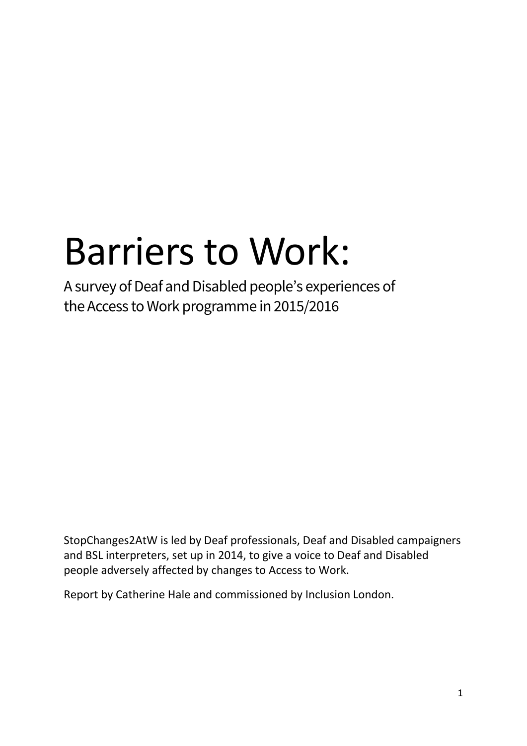# Barriers to Work:

## A survey of Deaf and Disabled people's experiences of the Access to Work programme in 2015/2016

StopChanges2AtW is led by Deaf professionals, Deaf and Disabled campaigners and BSL interpreters, set up in 2014, to give a voice to Deaf and Disabled people adversely affected by changes to Access to Work.

Report by Catherine Hale and commissioned by Inclusion London.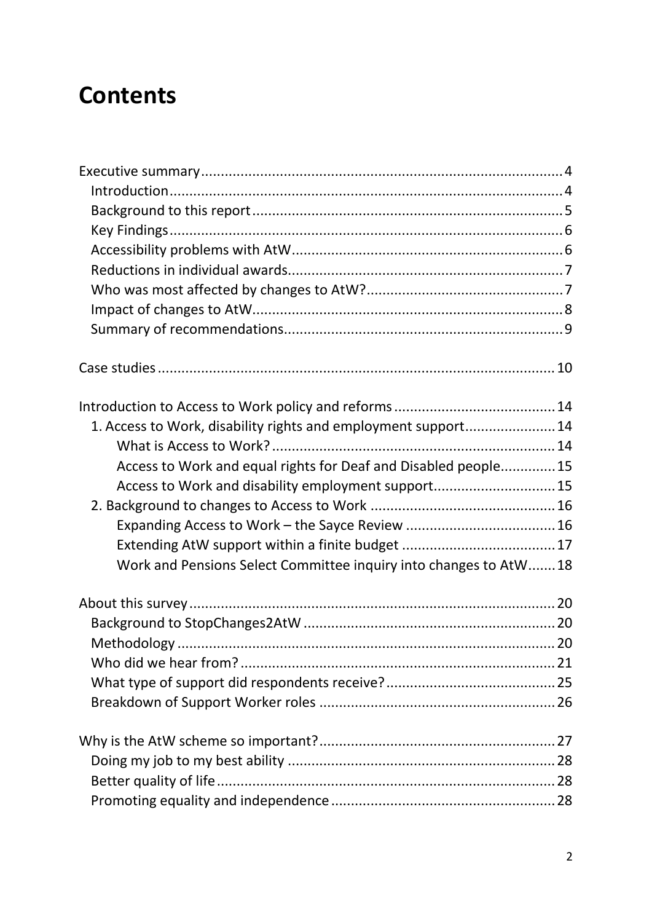# Contents

- Executive summary ... 4
  - Introduction ... 4
  - Background to this report ... 5
  - Key Findings ... 6
  - Accessibility problems with AtW ... 6
  - Reductions in individual awards ... 7
  - Who was most affected by changes to AtW? ... 7
  - Impact of changes to AtW ... 8
  - Summary of recommendations ... 9

- Case studies ... 10

- Introduction to Access to Work policy and reforms ... 14
  - 1. Access to Work, disability rights and employment support ... 14
    - What is Access to Work? ... 14
    - Access to Work and equal rights for Deaf and Disabled people ... 15
    - Access to Work and disability employment support ... 15
  - 2. Background to changes to Access to Work ... 16
    - Expanding Access to Work – the Sayce Review ... 16
    - Extending AtW support within a finite budget ... 17
    - Work and Pensions Select Committee inquiry into changes to AtW ... 18

- About this survey ... 20
  - Background to StopChanges2AtW ... 20
  - Methodology ... 20
  - Who did we hear from? ... 21
  - What type of support did respondents receive? ... 25
  - Breakdown of Support Worker roles ... 26

- Why is the AtW scheme so important? ... 27
  - Doing my job to my best ability ... 28
  - Better quality of life ... 28
  - Promoting equality and independence ... 28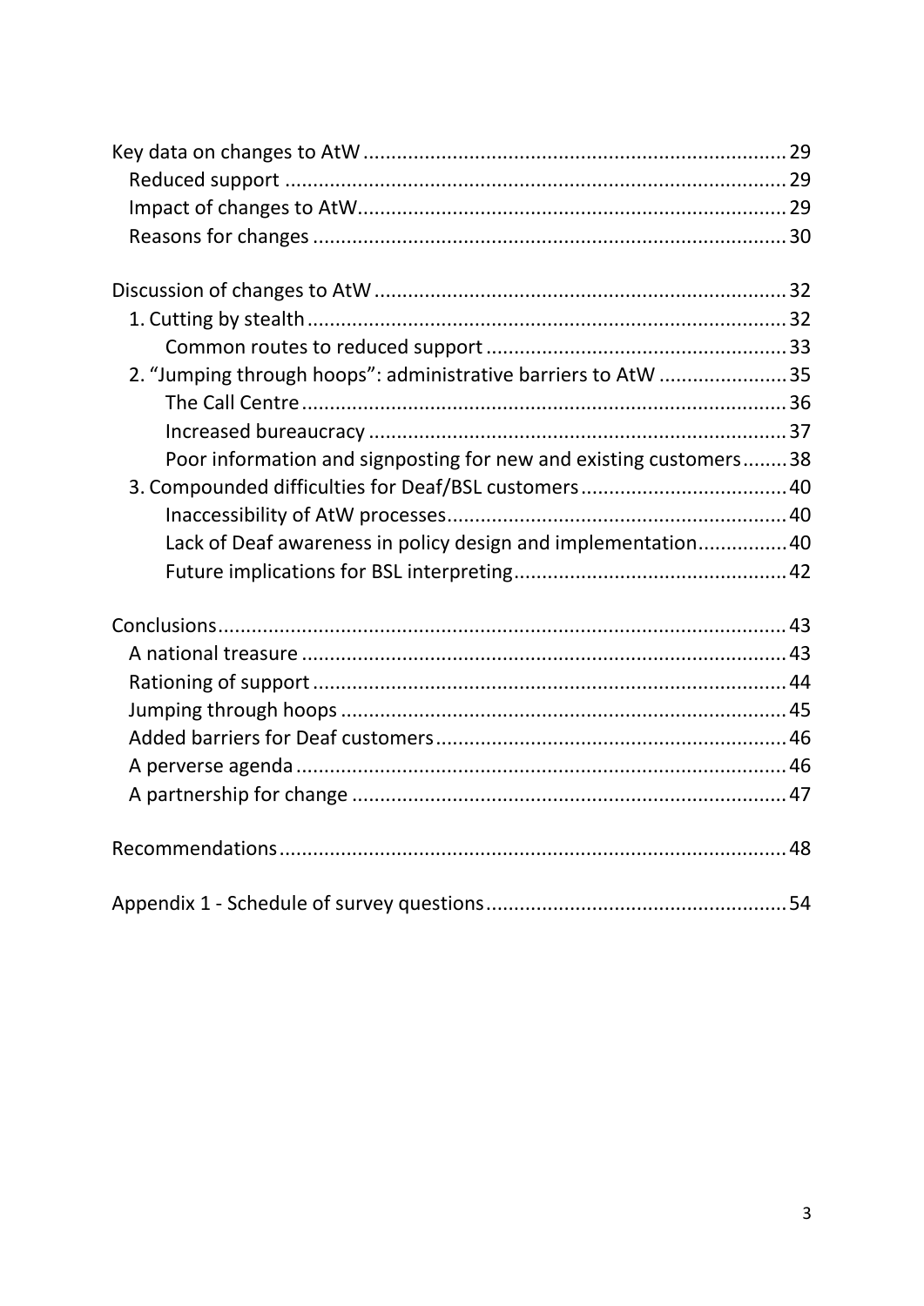Key data on changes to AtW ........................................................................ 29
- Reduced support ........................................................................ 29
- Impact of changes to AtW........................................................................ 29
- Reasons for changes ........................................................................ 30

Discussion of changes to AtW ........................................................................ 32
- 1. Cutting by stealth........................................................................ 32
  - Common routes to reduced support ........................................................ 33
- 2. “Jumping through hoops”: administrative barriers to AtW ....................... 35
  - The Call Centre........................................................................ 36
  - Increased bureaucracy ........................................................................ 37
  - Poor information and signposting for new and existing customers........ 38
- 3. Compounded difficulties for Deaf/BSL customers ..................................... 40
  - Inaccessibility of AtW processes........................................................ 40
  - Lack of Deaf awareness in policy design and implementation................ 40
  - Future implications for BSL interpreting................................................ 42

Conclusions........................................................................ 43
- A national treasure ........................................................................ 43
- Rationing of support ........................................................................ 44
- Jumping through hoops ........................................................................ 45
- Added barriers for Deaf customers........................................................ 46
- A perverse agenda ........................................................................ 46
- A partnership for change ........................................................................ 47

Recommendations........................................................................ 48

Appendix 1 - Schedule of survey questions........................................................ 54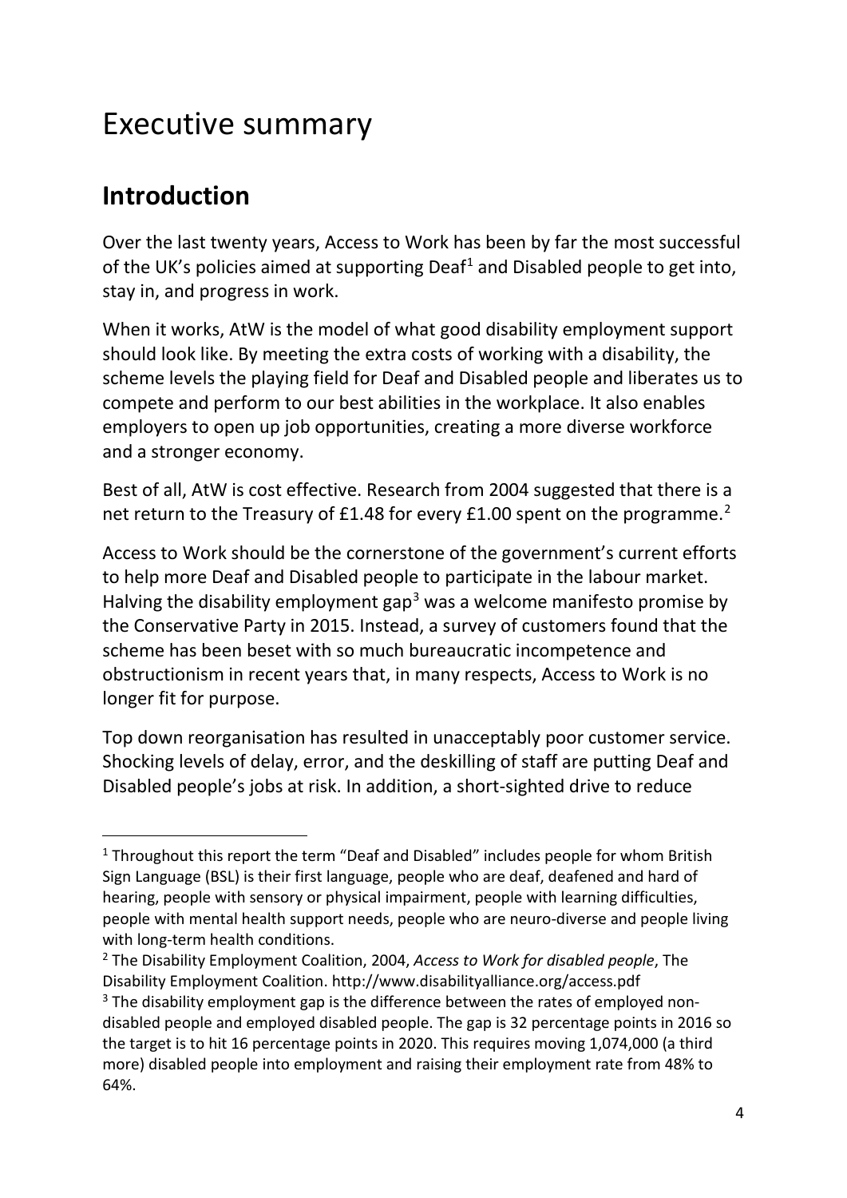# Executive summary

## Introduction

Over the last twenty years, Access to Work has been by far the most successful of the UK's policies aimed at supporting Deaf[1] and Disabled people to get into, stay in, and progress in work.

When it works, AtW is the model of what good disability employment support should look like. By meeting the extra costs of working with a disability, the scheme levels the playing field for Deaf and Disabled people and liberates us to compete and perform to our best abilities in the workplace. It also enables employers to open up job opportunities, creating a more diverse workforce and a stronger economy.

Best of all, AtW is cost effective. Research from 2004 suggested that there is a net return to the Treasury of £1.48 for every £1.00 spent on the programme.[2]

Access to Work should be the cornerstone of the government's current efforts to help more Deaf and Disabled people to participate in the labour market. Halving the disability employment gap[3] was a welcome manifesto promise by the Conservative Party in 2015. Instead, a survey of customers found that the scheme has been beset with so much bureaucratic incompetence and obstructionism in recent years that, in many respects, Access to Work is no longer fit for purpose.

Top down reorganisation has resulted in unacceptably poor customer service. Shocking levels of delay, error, and the deskilling of staff are putting Deaf and Disabled people's jobs at risk. In addition, a short-sighted drive to reduce

---

[1] Throughout this report the term "Deaf and Disabled" includes people for whom British Sign Language (BSL) is their first language, people who are deaf, deafened and hard of hearing, people with sensory or physical impairment, people with learning difficulties, people with mental health support needs, people who are neuro-diverse and people living with long-term health conditions.

[2] The Disability Employment Coalition, 2004, *Access to Work for disabled people*, The Disability Employment Coalition. http://www.disabilityalliance.org/access.pdf

[3] The disability employment gap is the difference between the rates of employed non-disabled people and employed disabled people. The gap is 32 percentage points in 2016 so the target is to hit 16 percentage points in 2020. This requires moving 1,074,000 (a third more) disabled people into employment and raising their employment rate from 48% to 64%.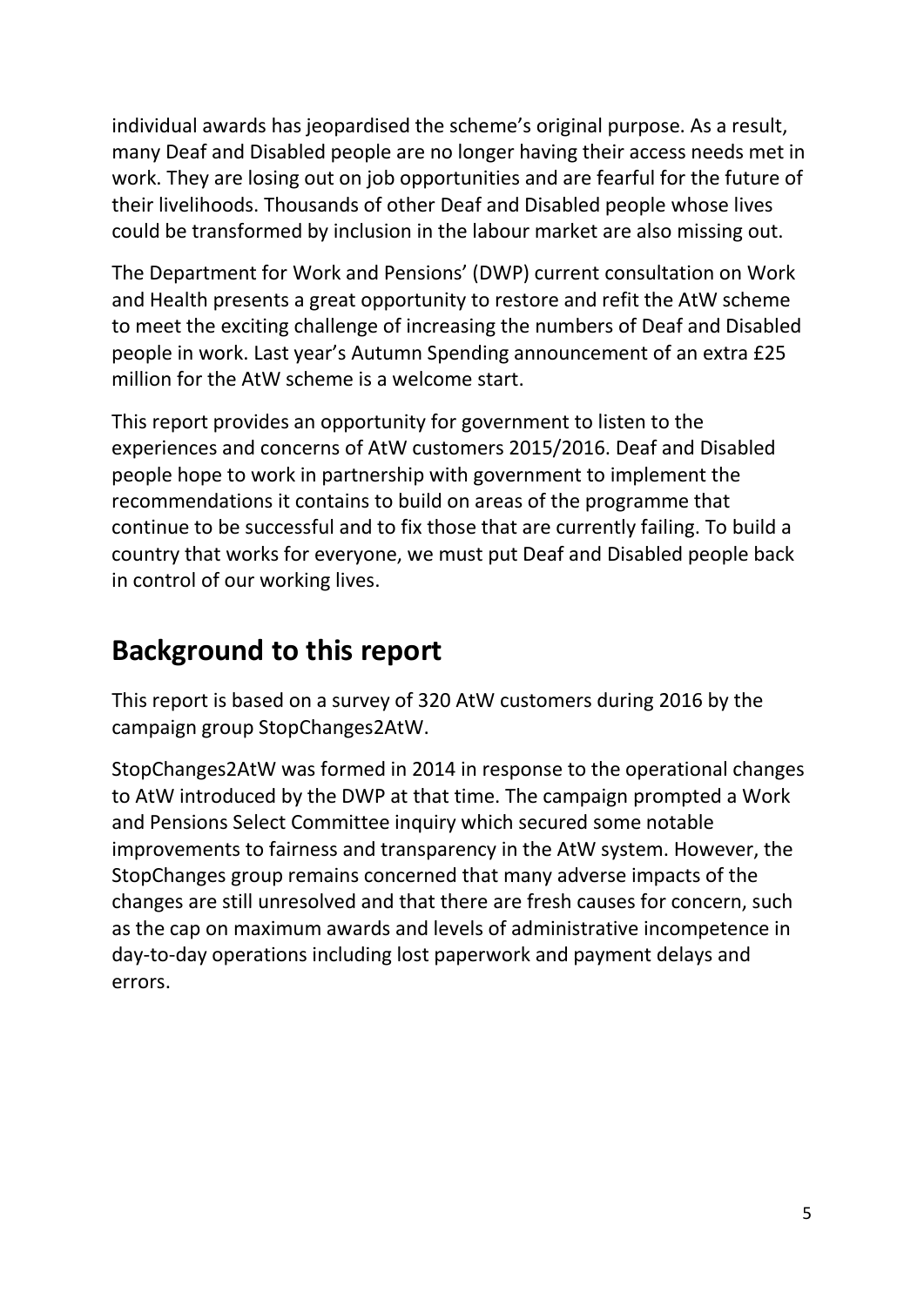individual awards has jeopardised the scheme's original purpose. As a result, many Deaf and Disabled people are no longer having their access needs met in work. They are losing out on job opportunities and are fearful for the future of their livelihoods. Thousands of other Deaf and Disabled people whose lives could be transformed by inclusion in the labour market are also missing out.

The Department for Work and Pensions' (DWP) current consultation on Work and Health presents a great opportunity to restore and refit the AtW scheme to meet the exciting challenge of increasing the numbers of Deaf and Disabled people in work. Last year's Autumn Spending announcement of an extra £25 million for the AtW scheme is a welcome start.

This report provides an opportunity for government to listen to the experiences and concerns of AtW customers 2015/2016. Deaf and Disabled people hope to work in partnership with government to implement the recommendations it contains to build on areas of the programme that continue to be successful and to fix those that are currently failing. To build a country that works for everyone, we must put Deaf and Disabled people back in control of our working lives.

## Background to this report

This report is based on a survey of 320 AtW customers during 2016 by the campaign group StopChanges2AtW.

StopChanges2AtW was formed in 2014 in response to the operational changes to AtW introduced by the DWP at that time. The campaign prompted a Work and Pensions Select Committee inquiry which secured some notable improvements to fairness and transparency in the AtW system. However, the StopChanges group remains concerned that many adverse impacts of the changes are still unresolved and that there are fresh causes for concern, such as the cap on maximum awards and levels of administrative incompetence in day-to-day operations including lost paperwork and payment delays and errors.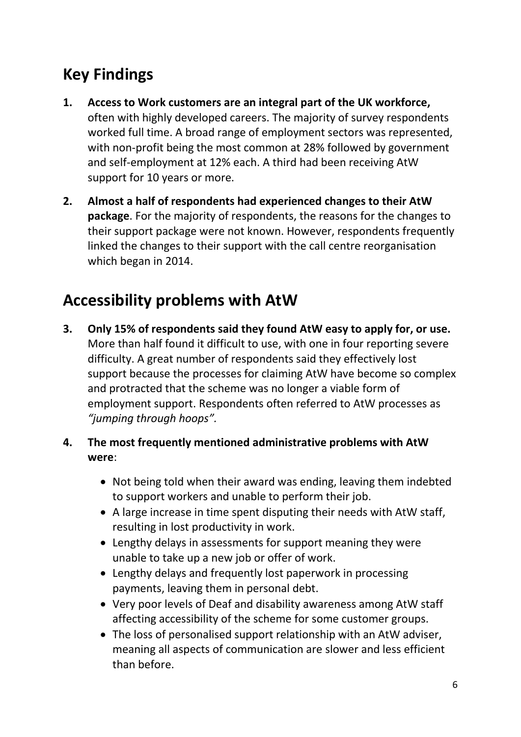## Key Findings

1. **Access to Work customers are an integral part of the UK workforce,** often with highly developed careers. The majority of survey respondents worked full time. A broad range of employment sectors was represented, with non-profit being the most common at 28% followed by government and self-employment at 12% each. A third had been receiving AtW support for 10 years or more.

2. **Almost a half of respondents had experienced changes to their AtW package**. For the majority of respondents, the reasons for the changes to their support package were not known. However, respondents frequently linked the changes to their support with the call centre reorganisation which began in 2014.

## Accessibility problems with AtW

3. **Only 15% of respondents said they found AtW easy to apply for, or use.** More than half found it difficult to use, with one in four reporting severe difficulty. A great number of respondents said they effectively lost support because the processes for claiming AtW have become so complex and protracted that the scheme was no longer a viable form of employment support. Respondents often referred to AtW processes as *"jumping through hoops".*

4. **The most frequently mentioned administrative problems with AtW were**:

    - Not being told when their award was ending, leaving them indebted to support workers and unable to perform their job.
    - A large increase in time spent disputing their needs with AtW staff, resulting in lost productivity in work.
    - Lengthy delays in assessments for support meaning they were unable to take up a new job or offer of work.
    - Lengthy delays and frequently lost paperwork in processing payments, leaving them in personal debt.
    - Very poor levels of Deaf and disability awareness among AtW staff affecting accessibility of the scheme for some customer groups.
    - The loss of personalised support relationship with an AtW adviser, meaning all aspects of communication are slower and less efficient than before.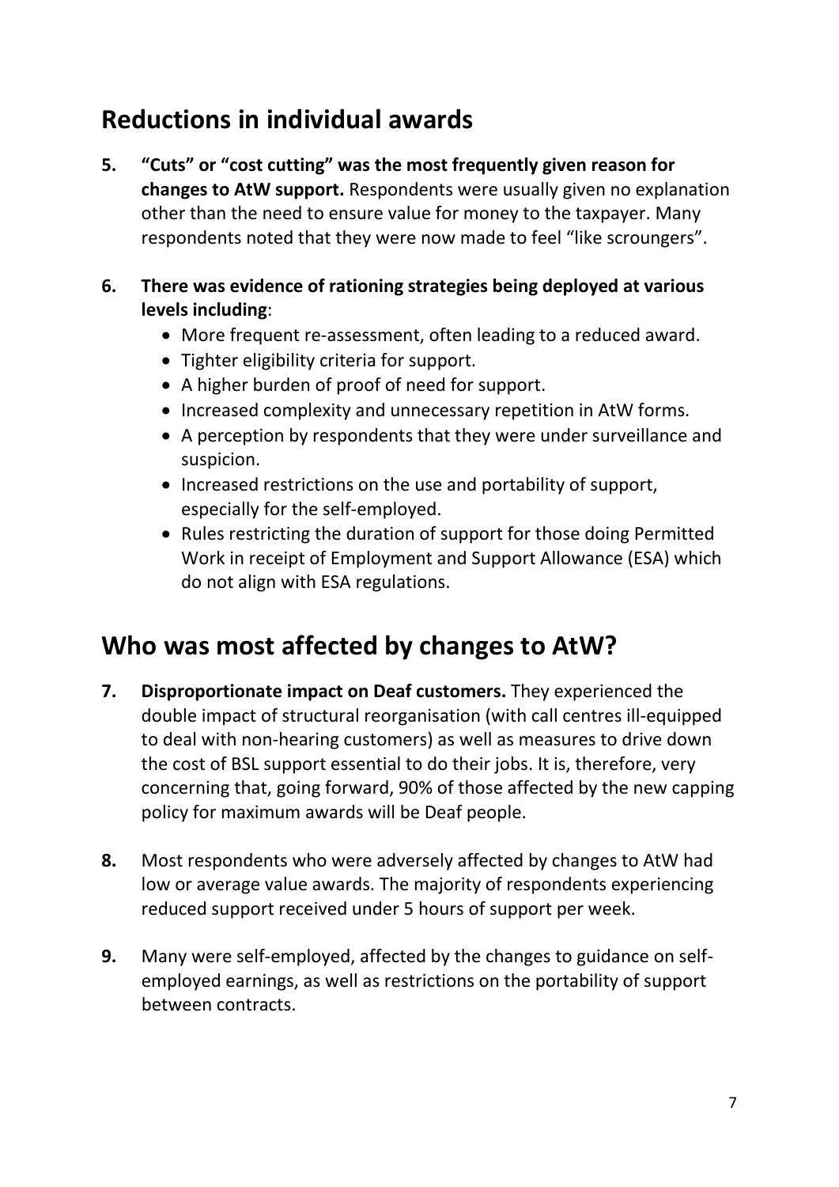## Reductions in individual awards

**5. "Cuts" or "cost cutting" was the most frequently given reason for changes to AtW support.** Respondents were usually given no explanation other than the need to ensure value for money to the taxpayer. Many respondents noted that they were now made to feel "like scroungers".

**6. There was evidence of rationing strategies being deployed at various levels including**:

- More frequent re-assessment, often leading to a reduced award.
- Tighter eligibility criteria for support.
- A higher burden of proof of need for support.
- Increased complexity and unnecessary repetition in AtW forms.
- A perception by respondents that they were under surveillance and suspicion.
- Increased restrictions on the use and portability of support, especially for the self-employed.
- Rules restricting the duration of support for those doing Permitted Work in receipt of Employment and Support Allowance (ESA) which do not align with ESA regulations.

## Who was most affected by changes to AtW?

**7. Disproportionate impact on Deaf customers.** They experienced the double impact of structural reorganisation (with call centres ill-equipped to deal with non-hearing customers) as well as measures to drive down the cost of BSL support essential to do their jobs. It is, therefore, very concerning that, going forward, 90% of those affected by the new capping policy for maximum awards will be Deaf people.

**8.** Most respondents who were adversely affected by changes to AtW had low or average value awards. The majority of respondents experiencing reduced support received under 5 hours of support per week.

**9.** Many were self-employed, affected by the changes to guidance on self-employed earnings, as well as restrictions on the portability of support between contracts.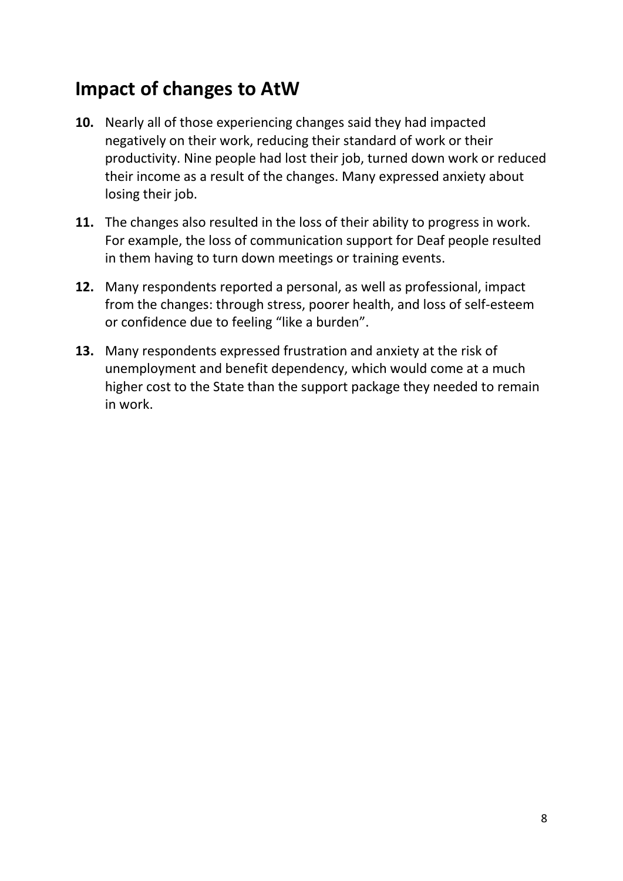## Impact of changes to AtW

**10.** Nearly all of those experiencing changes said they had impacted negatively on their work, reducing their standard of work or their productivity. Nine people had lost their job, turned down work or reduced their income as a result of the changes. Many expressed anxiety about losing their job.

**11.** The changes also resulted in the loss of their ability to progress in work. For example, the loss of communication support for Deaf people resulted in them having to turn down meetings or training events.

**12.** Many respondents reported a personal, as well as professional, impact from the changes: through stress, poorer health, and loss of self-esteem or confidence due to feeling "like a burden".

**13.** Many respondents expressed frustration and anxiety at the risk of unemployment and benefit dependency, which would come at a much higher cost to the State than the support package they needed to remain in work.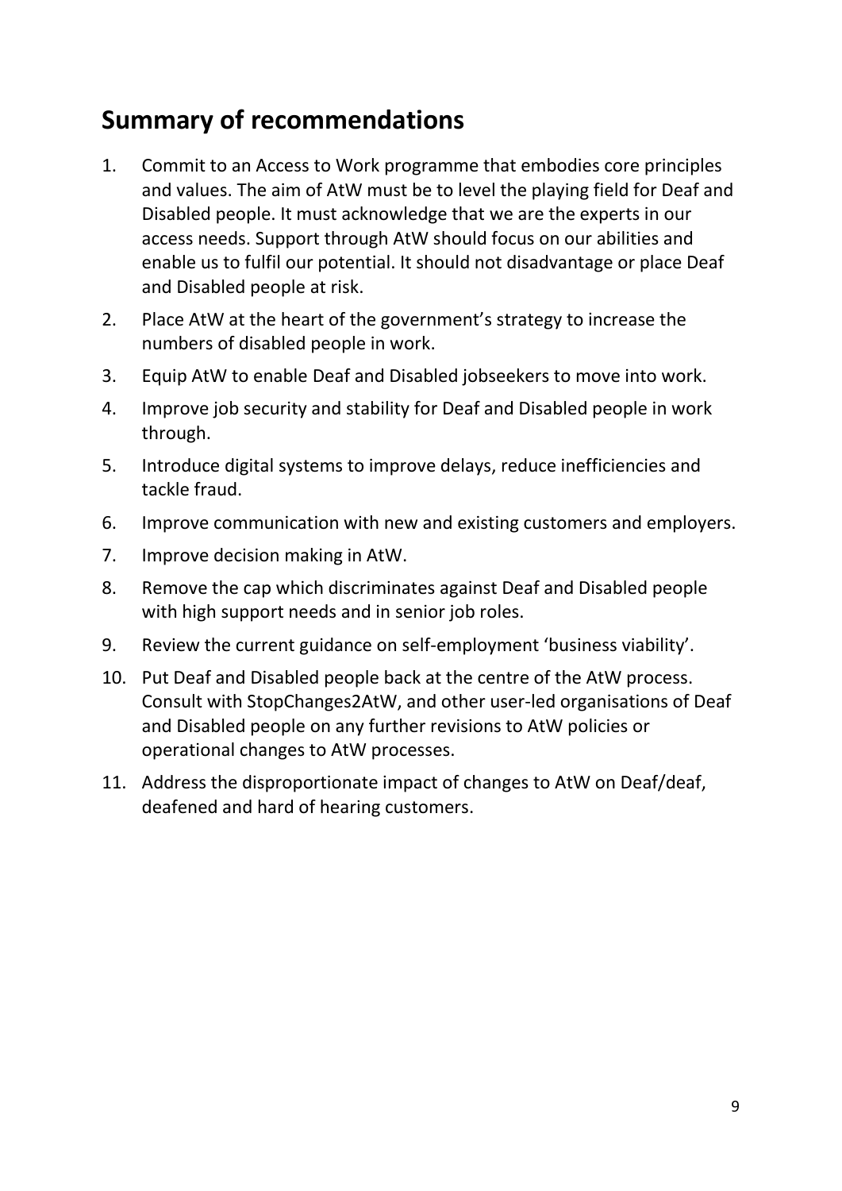## Summary of recommendations

1. Commit to an Access to Work programme that embodies core principles and values. The aim of AtW must be to level the playing field for Deaf and Disabled people. It must acknowledge that we are the experts in our access needs. Support through AtW should focus on our abilities and enable us to fulfil our potential. It should not disadvantage or place Deaf and Disabled people at risk.
2. Place AtW at the heart of the government's strategy to increase the numbers of disabled people in work.
3. Equip AtW to enable Deaf and Disabled jobseekers to move into work.
4. Improve job security and stability for Deaf and Disabled people in work through.
5. Introduce digital systems to improve delays, reduce inefficiencies and tackle fraud.
6. Improve communication with new and existing customers and employers.
7. Improve decision making in AtW.
8. Remove the cap which discriminates against Deaf and Disabled people with high support needs and in senior job roles.
9. Review the current guidance on self-employment 'business viability'.
10. Put Deaf and Disabled people back at the centre of the AtW process. Consult with StopChanges2AtW, and other user-led organisations of Deaf and Disabled people on any further revisions to AtW policies or operational changes to AtW processes.
11. Address the disproportionate impact of changes to AtW on Deaf/deaf, deafened and hard of hearing customers.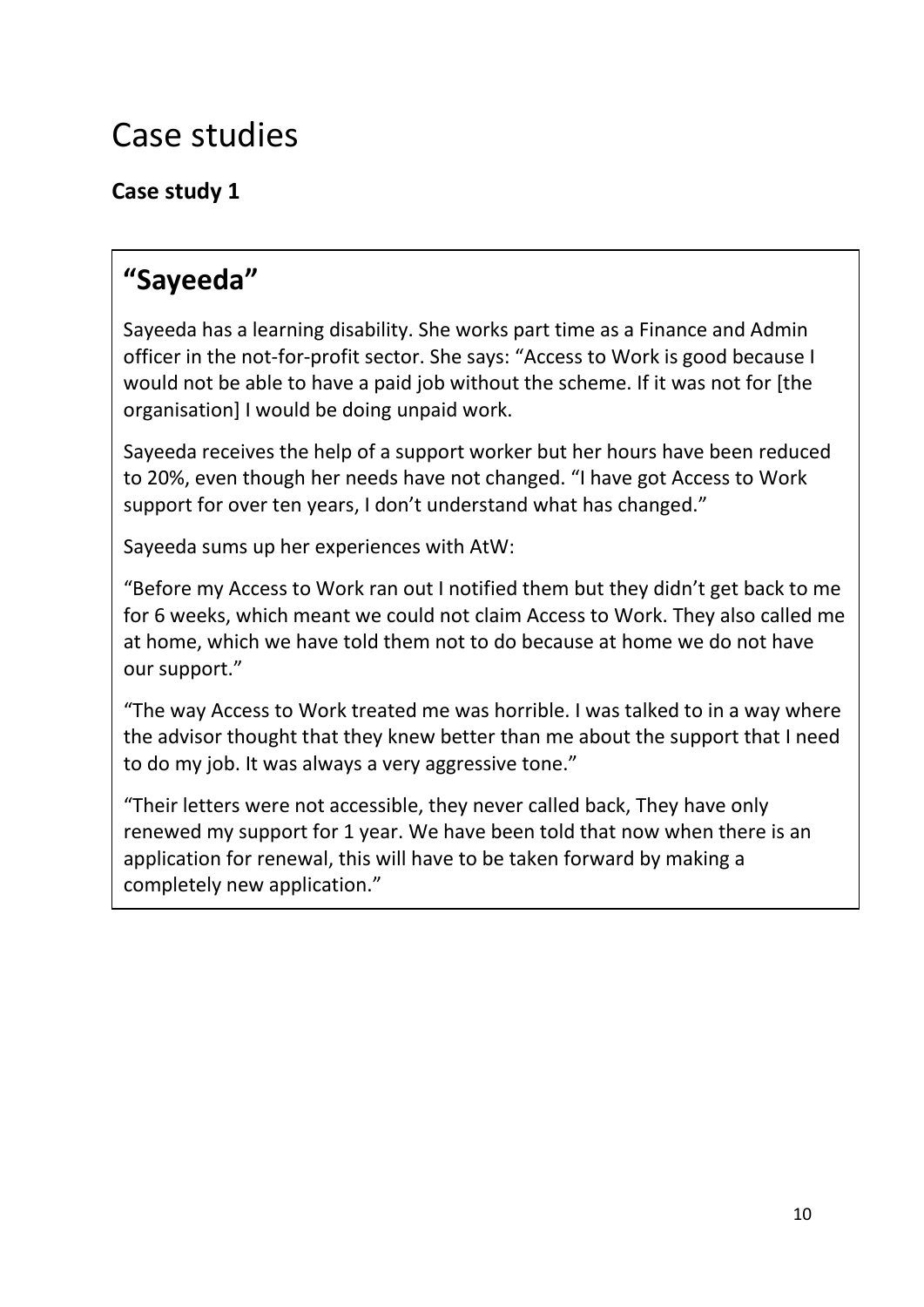# Case studies

**Case study 1**

## "Sayeeda"

Sayeeda has a learning disability. She works part time as a Finance and Admin officer in the not-for-profit sector. She says: "Access to Work is good because I would not be able to have a paid job without the scheme. If it was not for [the organisation] I would be doing unpaid work.

Sayeeda receives the help of a support worker but her hours have been reduced to 20%, even though her needs have not changed. "I have got Access to Work support for over ten years, I don't understand what has changed."

Sayeeda sums up her experiences with AtW:

"Before my Access to Work ran out I notified them but they didn't get back to me for 6 weeks, which meant we could not claim Access to Work. They also called me at home, which we have told them not to do because at home we do not have our support."

"The way Access to Work treated me was horrible. I was talked to in a way where the advisor thought that they knew better than me about the support that I need to do my job. It was always a very aggressive tone."

"Their letters were not accessible, they never called back, They have only renewed my support for 1 year. We have been told that now when there is an application for renewal, this will have to be taken forward by making a completely new application."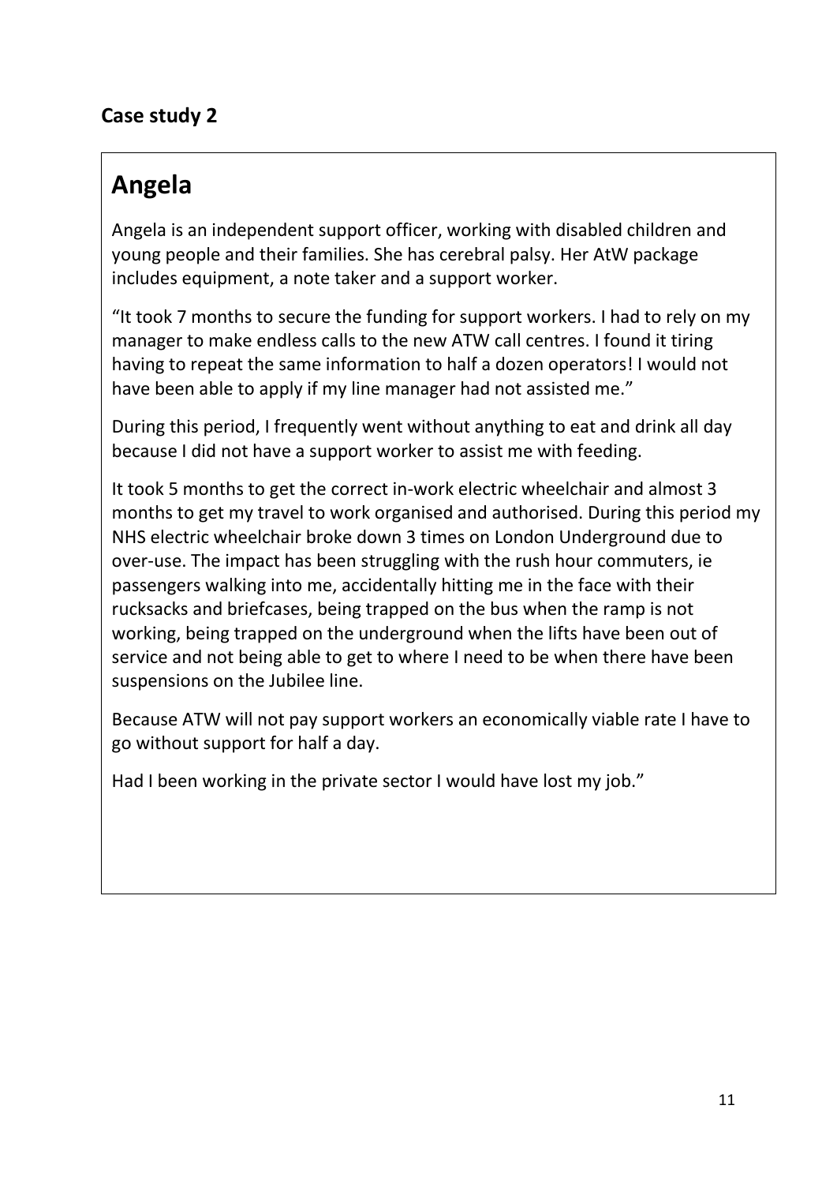### Case study 2

## Angela

Angela is an independent support officer, working with disabled children and young people and their families. She has cerebral palsy. Her AtW package includes equipment, a note taker and a support worker.

"It took 7 months to secure the funding for support workers. I had to rely on my manager to make endless calls to the new ATW call centres. I found it tiring having to repeat the same information to half a dozen operators! I would not have been able to apply if my line manager had not assisted me."

During this period, I frequently went without anything to eat and drink all day because I did not have a support worker to assist me with feeding.

It took 5 months to get the correct in-work electric wheelchair and almost 3 months to get my travel to work organised and authorised. During this period my NHS electric wheelchair broke down 3 times on London Underground due to over-use. The impact has been struggling with the rush hour commuters, ie passengers walking into me, accidentally hitting me in the face with their rucksacks and briefcases, being trapped on the bus when the ramp is not working, being trapped on the underground when the lifts have been out of service and not being able to get to where I need to be when there have been suspensions on the Jubilee line.

Because ATW will not pay support workers an economically viable rate I have to go without support for half a day.

Had I been working in the private sector I would have lost my job."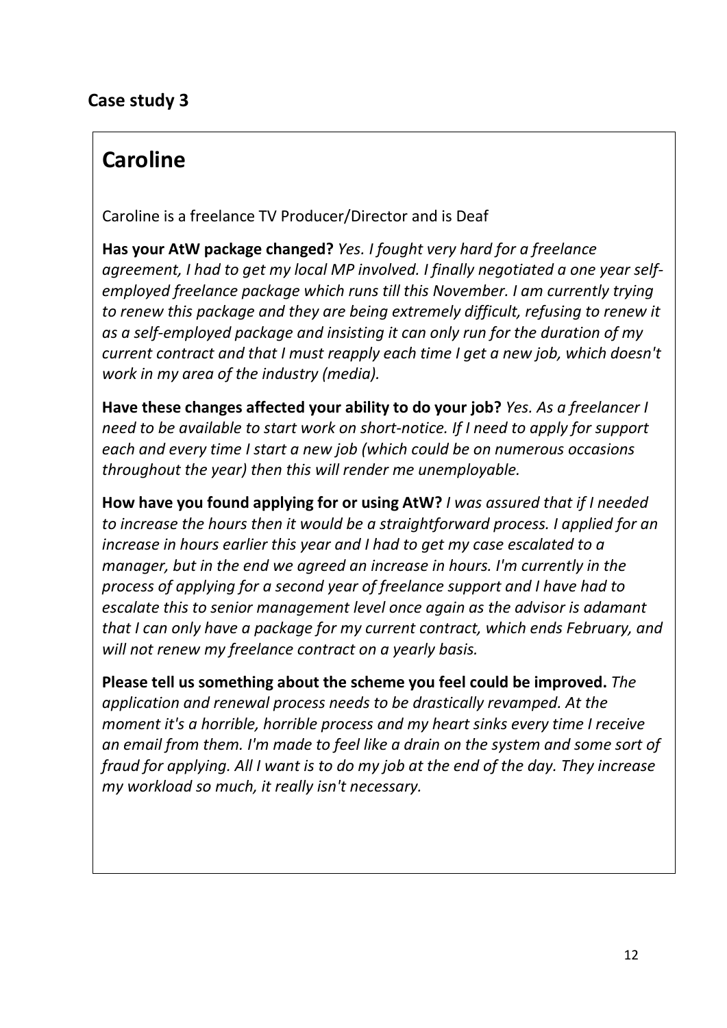## Case study 3

# Caroline

Caroline is a freelance TV Producer/Director and is Deaf

**Has your AtW package changed?** *Yes. I fought very hard for a freelance agreement, I had to get my local MP involved. I finally negotiated a one year self-employed freelance package which runs till this November. I am currently trying to renew this package and they are being extremely difficult, refusing to renew it as a self-employed package and insisting it can only run for the duration of my current contract and that I must reapply each time I get a new job, which doesn't work in my area of the industry (media).*

**Have these changes affected your ability to do your job?** *Yes. As a freelancer I need to be available to start work on short-notice. If I need to apply for support each and every time I start a new job (which could be on numerous occasions throughout the year) then this will render me unemployable.*

**How have you found applying for or using AtW?** *I was assured that if I needed to increase the hours then it would be a straightforward process. I applied for an increase in hours earlier this year and I had to get my case escalated to a manager, but in the end we agreed an increase in hours. I'm currently in the process of applying for a second year of freelance support and I have had to escalate this to senior management level once again as the advisor is adamant that I can only have a package for my current contract, which ends February, and will not renew my freelance contract on a yearly basis.*

**Please tell us something about the scheme you feel could be improved.** *The application and renewal process needs to be drastically revamped. At the moment it's a horrible, horrible process and my heart sinks every time I receive an email from them. I'm made to feel like a drain on the system and some sort of fraud for applying. All I want is to do my job at the end of the day. They increase my workload so much, it really isn't necessary.*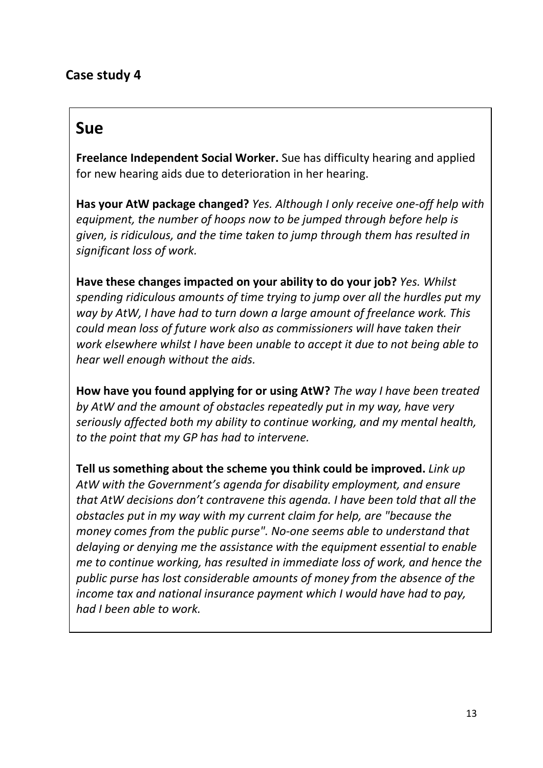## Case study 4

# Sue

**Freelance Independent Social Worker.** Sue has difficulty hearing and applied for new hearing aids due to deterioration in her hearing.

**Has your AtW package changed?** *Yes. Although I only receive one-off help with equipment, the number of hoops now to be jumped through before help is given, is ridiculous, and the time taken to jump through them has resulted in significant loss of work.*

**Have these changes impacted on your ability to do your job?** *Yes. Whilst spending ridiculous amounts of time trying to jump over all the hurdles put my way by AtW, I have had to turn down a large amount of freelance work. This could mean loss of future work also as commissioners will have taken their work elsewhere whilst I have been unable to accept it due to not being able to hear well enough without the aids.*

**How have you found applying for or using AtW?** *The way I have been treated by AtW and the amount of obstacles repeatedly put in my way, have very seriously affected both my ability to continue working, and my mental health, to the point that my GP has had to intervene.*

**Tell us something about the scheme you think could be improved.** *Link up AtW with the Government's agenda for disability employment, and ensure that AtW decisions don't contravene this agenda. I have been told that all the obstacles put in my way with my current claim for help, are "because the money comes from the public purse". No-one seems able to understand that delaying or denying me the assistance with the equipment essential to enable me to continue working, has resulted in immediate loss of work, and hence the public purse has lost considerable amounts of money from the absence of the income tax and national insurance payment which I would have had to pay, had I been able to work.*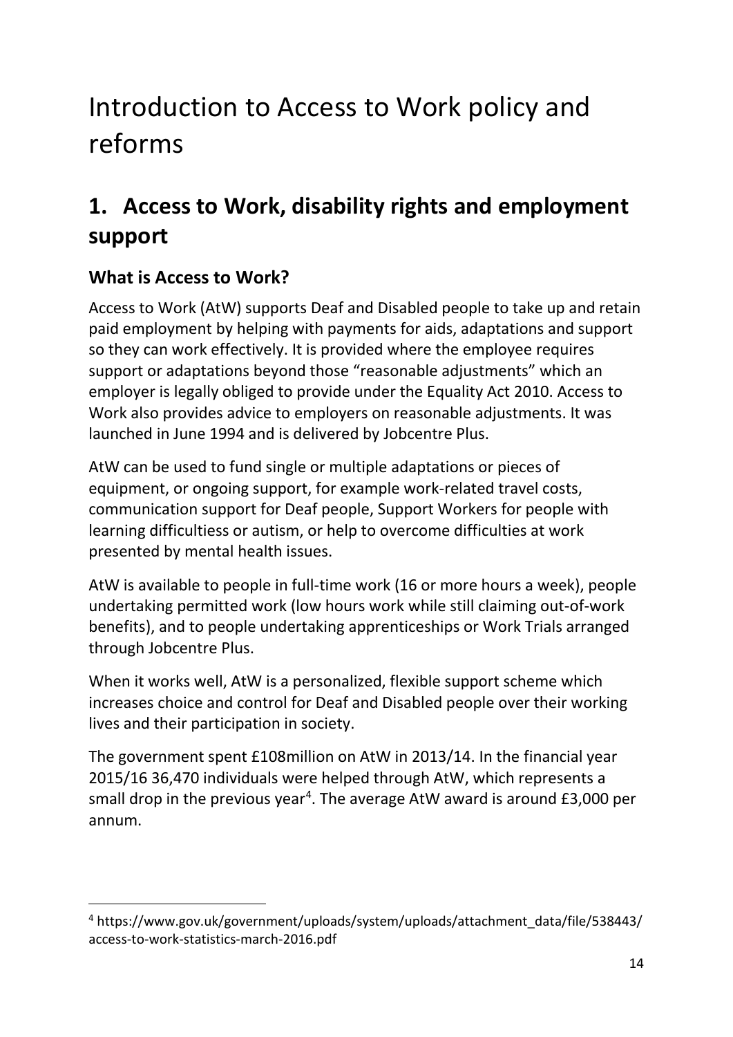# Introduction to Access to Work policy and reforms

## 1. Access to Work, disability rights and employment support

### What is Access to Work?

Access to Work (AtW) supports Deaf and Disabled people to take up and retain paid employment by helping with payments for aids, adaptations and support so they can work effectively. It is provided where the employee requires support or adaptations beyond those "reasonable adjustments" which an employer is legally obliged to provide under the Equality Act 2010. Access to Work also provides advice to employers on reasonable adjustments. It was launched in June 1994 and is delivered by Jobcentre Plus.

AtW can be used to fund single or multiple adaptations or pieces of equipment, or ongoing support, for example work-related travel costs, communication support for Deaf people, Support Workers for people with learning difficultiess or autism, or help to overcome difficulties at work presented by mental health issues.

AtW is available to people in full-time work (16 or more hours a week), people undertaking permitted work (low hours work while still claiming out-of-work benefits), and to people undertaking apprenticeships or Work Trials arranged through Jobcentre Plus.

When it works well, AtW is a personalized, flexible support scheme which increases choice and control for Deaf and Disabled people over their working lives and their participation in society.

The government spent £108million on AtW in 2013/14. In the financial year 2015/16 36,470 individuals were helped through AtW, which represents a small drop in the previous year[4]. The average AtW award is around £3,000 per annum.

---

[4] https://www.gov.uk/government/uploads/system/uploads/attachment_data/file/538443/access-to-work-statistics-march-2016.pdf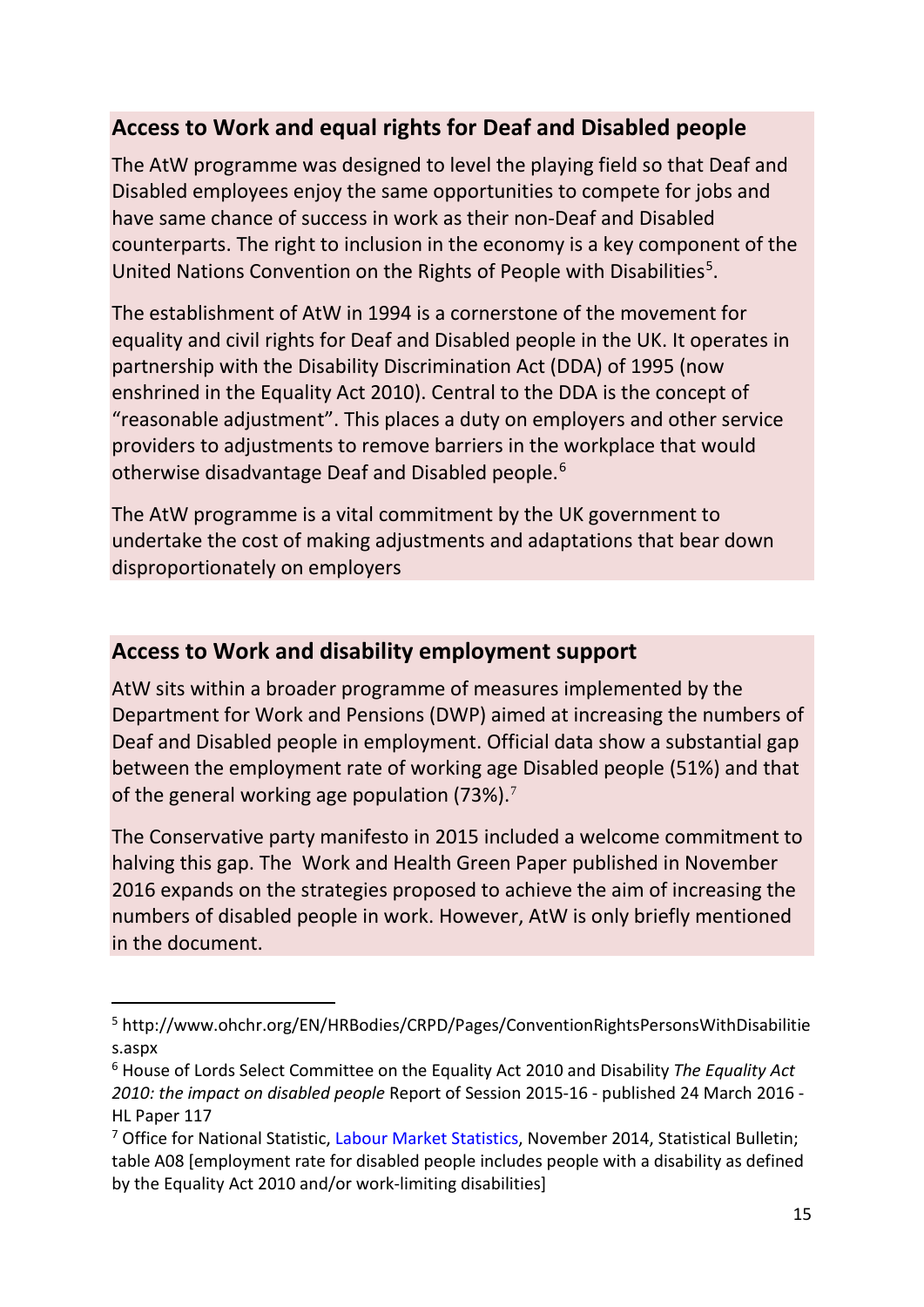## Access to Work and equal rights for Deaf and Disabled people

The AtW programme was designed to level the playing field so that Deaf and Disabled employees enjoy the same opportunities to compete for jobs and have same chance of success in work as their non-Deaf and Disabled counterparts. The right to inclusion in the economy is a key component of the United Nations Convention on the Rights of People with Disabilities[5].

The establishment of AtW in 1994 is a cornerstone of the movement for equality and civil rights for Deaf and Disabled people in the UK. It operates in partnership with the Disability Discrimination Act (DDA) of 1995 (now enshrined in the Equality Act 2010). Central to the DDA is the concept of "reasonable adjustment". This places a duty on employers and other service providers to adjustments to remove barriers in the workplace that would otherwise disadvantage Deaf and Disabled people.[6]

The AtW programme is a vital commitment by the UK government to undertake the cost of making adjustments and adaptations that bear down disproportionately on employers

## Access to Work and disability employment support

AtW sits within a broader programme of measures implemented by the Department for Work and Pensions (DWP) aimed at increasing the numbers of Deaf and Disabled people in employment. Official data show a substantial gap between the employment rate of working age Disabled people (51%) and that of the general working age population (73%).[7]

The Conservative party manifesto in 2015 included a welcome commitment to halving this gap. The Work and Health Green Paper published in November 2016 expands on the strategies proposed to achieve the aim of increasing the numbers of disabled people in work. However, AtW is only briefly mentioned in the document.

---

[5] http://www.ohchr.org/EN/HRBodies/CRPD/Pages/ConventionRightsPersonsWithDisabilities.aspx

[6] House of Lords Select Committee on the Equality Act 2010 and Disability *The Equality Act 2010: the impact on disabled people* Report of Session 2015-16 - published 24 March 2016 - HL Paper 117

[7] Office for National Statistic, Labour Market Statistics, November 2014, Statistical Bulletin; table A08 [employment rate for disabled people includes people with a disability as defined by the Equality Act 2010 and/or work-limiting disabilities]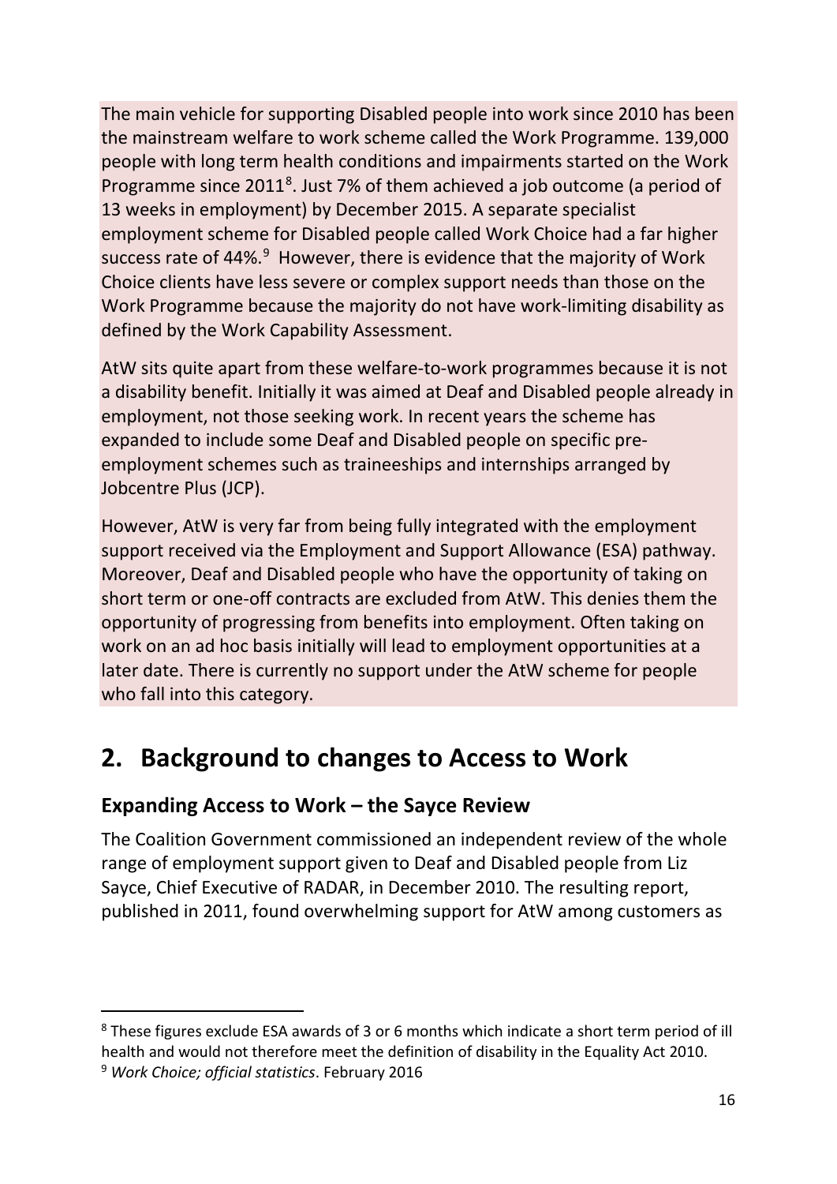The main vehicle for supporting Disabled people into work since 2010 has been the mainstream welfare to work scheme called the Work Programme. 139,000 people with long term health conditions and impairments started on the Work Programme since 2011[8]. Just 7% of them achieved a job outcome (a period of 13 weeks in employment) by December 2015. A separate specialist employment scheme for Disabled people called Work Choice had a far higher success rate of 44%.[9] However, there is evidence that the majority of Work Choice clients have less severe or complex support needs than those on the Work Programme because the majority do not have work-limiting disability as defined by the Work Capability Assessment.

AtW sits quite apart from these welfare-to-work programmes because it is not a disability benefit. Initially it was aimed at Deaf and Disabled people already in employment, not those seeking work. In recent years the scheme has expanded to include some Deaf and Disabled people on specific pre-employment schemes such as traineeships and internships arranged by Jobcentre Plus (JCP).

However, AtW is very far from being fully integrated with the employment support received via the Employment and Support Allowance (ESA) pathway. Moreover, Deaf and Disabled people who have the opportunity of taking on short term or one-off contracts are excluded from AtW. This denies them the opportunity of progressing from benefits into employment. Often taking on work on an ad hoc basis initially will lead to employment opportunities at a later date. There is currently no support under the AtW scheme for people who fall into this category.

## 2. Background to changes to Access to Work

### Expanding Access to Work – the Sayce Review

The Coalition Government commissioned an independent review of the whole range of employment support given to Deaf and Disabled people from Liz Sayce, Chief Executive of RADAR, in December 2010. The resulting report, published in 2011, found overwhelming support for AtW among customers as

[8] These figures exclude ESA awards of 3 or 6 months which indicate a short term period of ill health and would not therefore meet the definition of disability in the Equality Act 2010.

[9] *Work Choice; official statistics*. February 2016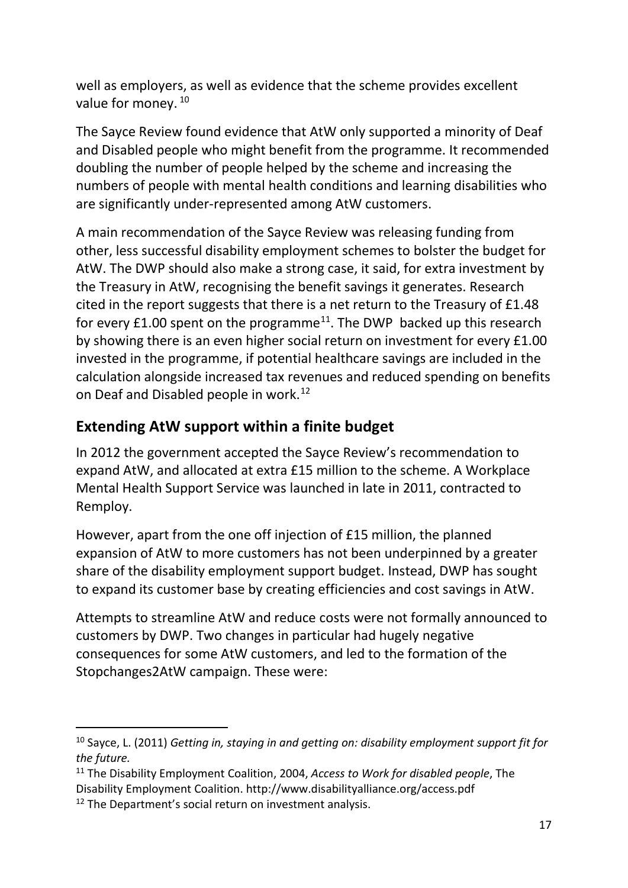well as employers, as well as evidence that the scheme provides excellent value for money. [10]

The Sayce Review found evidence that AtW only supported a minority of Deaf and Disabled people who might benefit from the programme. It recommended doubling the number of people helped by the scheme and increasing the numbers of people with mental health conditions and learning disabilities who are significantly under-represented among AtW customers.

A main recommendation of the Sayce Review was releasing funding from other, less successful disability employment schemes to bolster the budget for AtW. The DWP should also make a strong case, it said, for extra investment by the Treasury in AtW, recognising the benefit savings it generates. Research cited in the report suggests that there is a net return to the Treasury of £1.48 for every £1.00 spent on the programme[11]. The DWP backed up this research by showing there is an even higher social return on investment for every £1.00 invested in the programme, if potential healthcare savings are included in the calculation alongside increased tax revenues and reduced spending on benefits on Deaf and Disabled people in work.[12]

## Extending AtW support within a finite budget

In 2012 the government accepted the Sayce Review's recommendation to expand AtW, and allocated at extra £15 million to the scheme. A Workplace Mental Health Support Service was launched in late in 2011, contracted to Remploy.

However, apart from the one off injection of £15 million, the planned expansion of AtW to more customers has not been underpinned by a greater share of the disability employment support budget. Instead, DWP has sought to expand its customer base by creating efficiencies and cost savings in AtW.

Attempts to streamline AtW and reduce costs were not formally announced to customers by DWP. Two changes in particular had hugely negative consequences for some AtW customers, and led to the formation of the Stopchanges2AtW campaign. These were:

---

[10] Sayce, L. (2011) *Getting in, staying in and getting on: disability employment support fit for the future.*

[11] The Disability Employment Coalition, 2004, *Access to Work for disabled people*, The Disability Employment Coalition. http://www.disabilityalliance.org/access.pdf

[12] The Department's social return on investment analysis.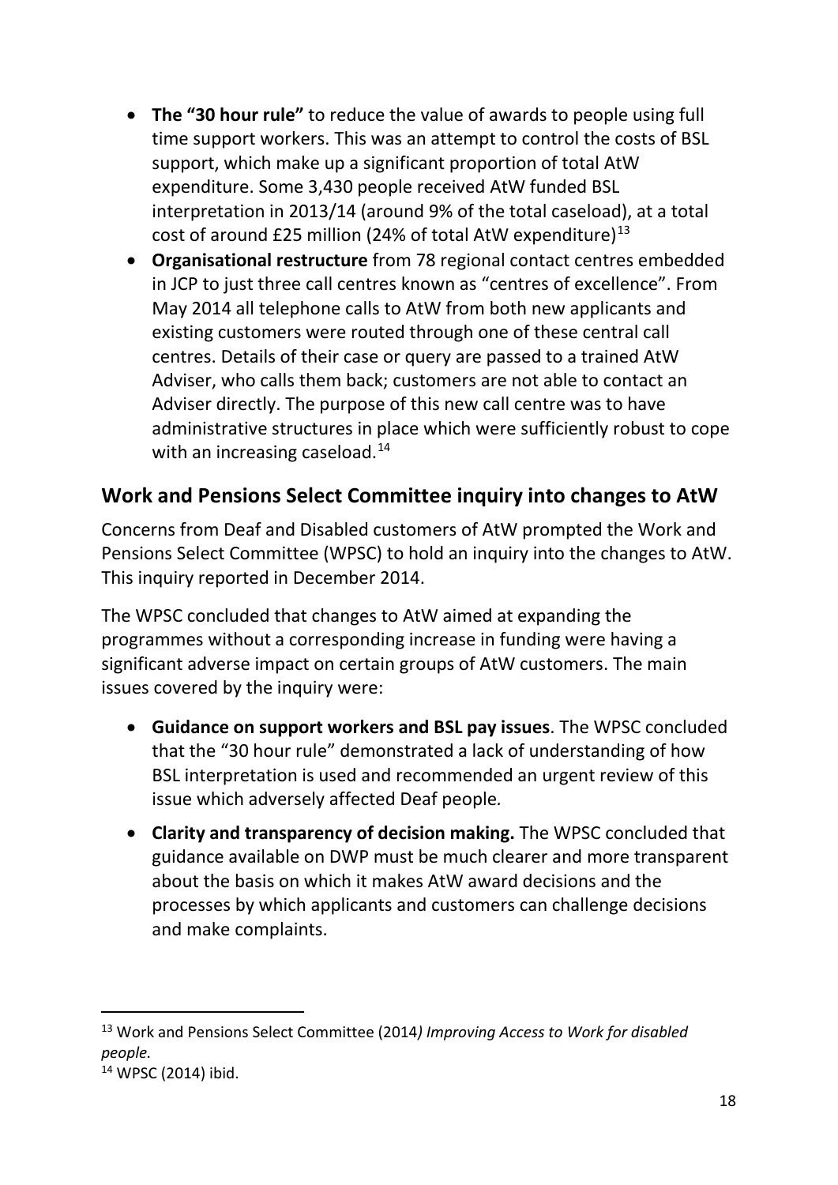- **The "30 hour rule"** to reduce the value of awards to people using full time support workers. This was an attempt to control the costs of BSL support, which make up a significant proportion of total AtW expenditure. Some 3,430 people received AtW funded BSL interpretation in 2013/14 (around 9% of the total caseload), at a total cost of around £25 million (24% of total AtW expenditure)[13]
- **Organisational restructure** from 78 regional contact centres embedded in JCP to just three call centres known as "centres of excellence". From May 2014 all telephone calls to AtW from both new applicants and existing customers were routed through one of these central call centres. Details of their case or query are passed to a trained AtW Adviser, who calls them back; customers are not able to contact an Adviser directly. The purpose of this new call centre was to have administrative structures in place which were sufficiently robust to cope with an increasing caseload.[14]

## Work and Pensions Select Committee inquiry into changes to AtW

Concerns from Deaf and Disabled customers of AtW prompted the Work and Pensions Select Committee (WPSC) to hold an inquiry into the changes to AtW. This inquiry reported in December 2014.

The WPSC concluded that changes to AtW aimed at expanding the programmes without a corresponding increase in funding were having a significant adverse impact on certain groups of AtW customers. The main issues covered by the inquiry were:

- **Guidance on support workers and BSL pay issues**. The WPSC concluded that the "30 hour rule" demonstrated a lack of understanding of how BSL interpretation is used and recommended an urgent review of this issue which adversely affected Deaf people*.*
- **Clarity and transparency of decision making.** The WPSC concluded that guidance available on DWP must be much clearer and more transparent about the basis on which it makes AtW award decisions and the processes by which applicants and customers can challenge decisions and make complaints.

---

[13] Work and Pensions Select Committee (2014*) Improving Access to Work for disabled people.*

[14] WPSC (2014) ibid.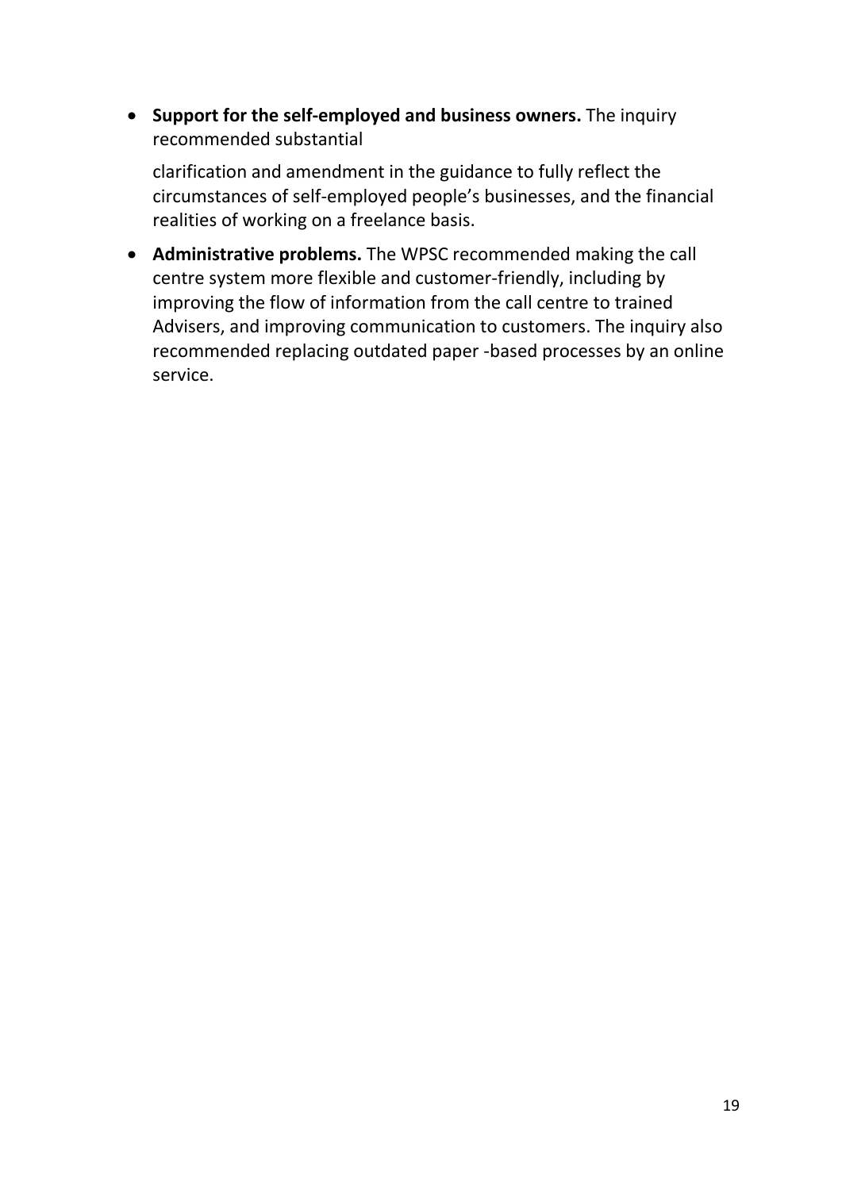- **Support for the self-employed and business owners.** The inquiry recommended substantial

  clarification and amendment in the guidance to fully reflect the circumstances of self-employed people's businesses, and the financial realities of working on a freelance basis.

- **Administrative problems.** The WPSC recommended making the call centre system more flexible and customer-friendly, including by improving the flow of information from the call centre to trained Advisers, and improving communication to customers. The inquiry also recommended replacing outdated paper -based processes by an online service.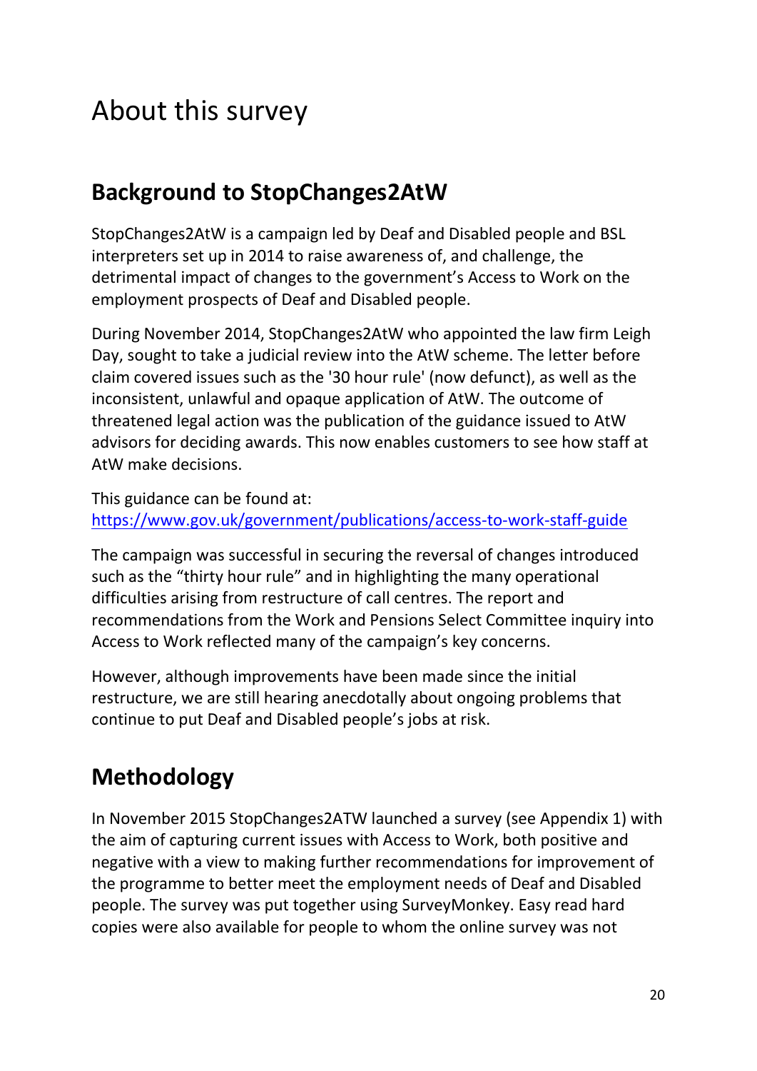# About this survey

## Background to StopChanges2AtW

StopChanges2AtW is a campaign led by Deaf and Disabled people and BSL interpreters set up in 2014 to raise awareness of, and challenge, the detrimental impact of changes to the government's Access to Work on the employment prospects of Deaf and Disabled people.

During November 2014, StopChanges2AtW who appointed the law firm Leigh Day, sought to take a judicial review into the AtW scheme. The letter before claim covered issues such as the '30 hour rule' (now defunct), as well as the inconsistent, unlawful and opaque application of AtW. The outcome of threatened legal action was the publication of the guidance issued to AtW advisors for deciding awards. This now enables customers to see how staff at AtW make decisions.

This guidance can be found at:
https://www.gov.uk/government/publications/access-to-work-staff-guide

The campaign was successful in securing the reversal of changes introduced such as the "thirty hour rule" and in highlighting the many operational difficulties arising from restructure of call centres. The report and recommendations from the Work and Pensions Select Committee inquiry into Access to Work reflected many of the campaign's key concerns.

However, although improvements have been made since the initial restructure, we are still hearing anecdotally about ongoing problems that continue to put Deaf and Disabled people's jobs at risk.

## Methodology

In November 2015 StopChanges2ATW launched a survey (see Appendix 1) with the aim of capturing current issues with Access to Work, both positive and negative with a view to making further recommendations for improvement of the programme to better meet the employment needs of Deaf and Disabled people. The survey was put together using SurveyMonkey. Easy read hard copies were also available for people to whom the online survey was not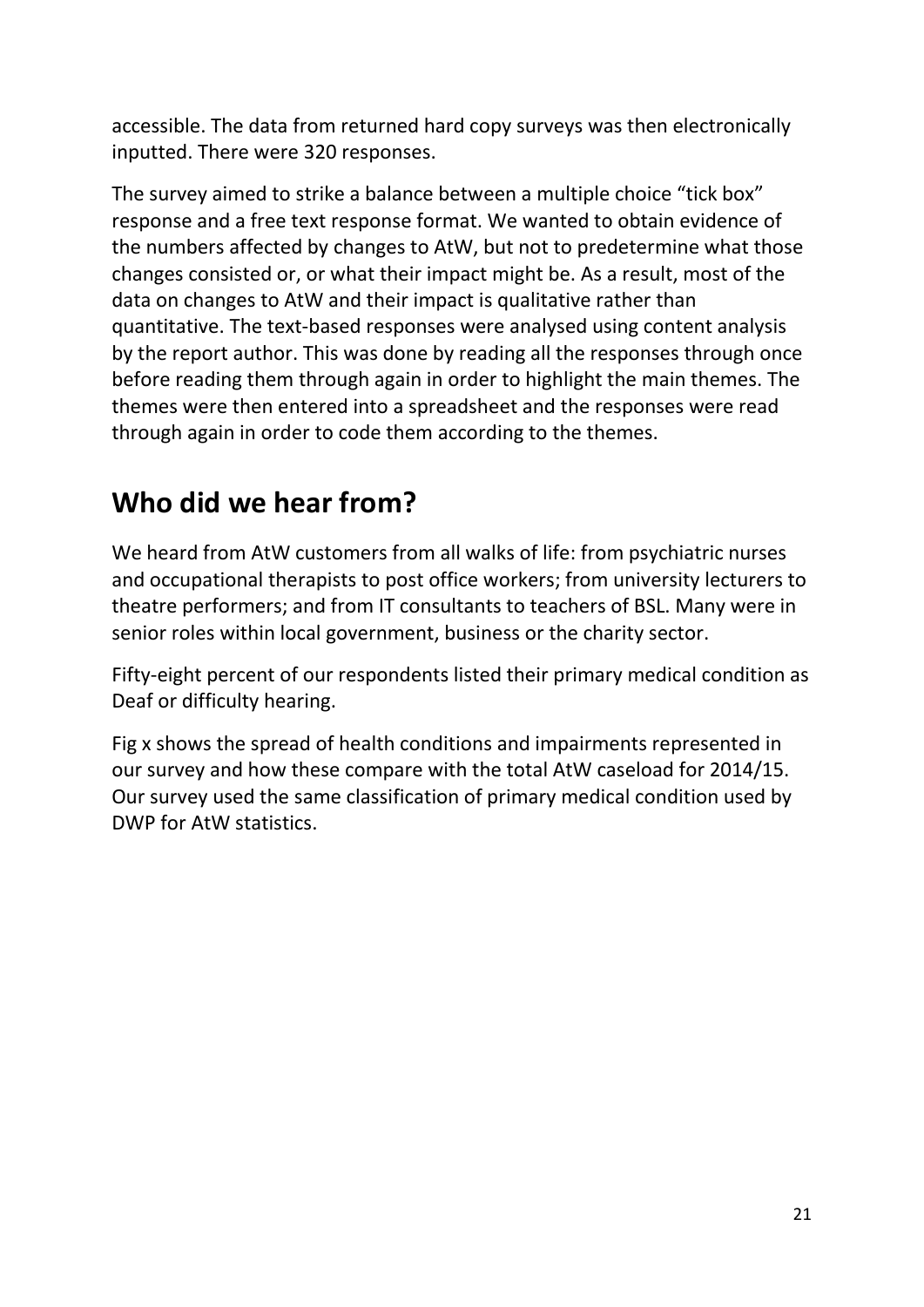accessible. The data from returned hard copy surveys was then electronically inputted. There were 320 responses.

The survey aimed to strike a balance between a multiple choice "tick box" response and a free text response format. We wanted to obtain evidence of the numbers affected by changes to AtW, but not to predetermine what those changes consisted or, or what their impact might be. As a result, most of the data on changes to AtW and their impact is qualitative rather than quantitative. The text-based responses were analysed using content analysis by the report author. This was done by reading all the responses through once before reading them through again in order to highlight the main themes. The themes were then entered into a spreadsheet and the responses were read through again in order to code them according to the themes.

## Who did we hear from?

We heard from AtW customers from all walks of life: from psychiatric nurses and occupational therapists to post office workers; from university lecturers to theatre performers; and from IT consultants to teachers of BSL. Many were in senior roles within local government, business or the charity sector.

Fifty-eight percent of our respondents listed their primary medical condition as Deaf or difficulty hearing.

Fig x shows the spread of health conditions and impairments represented in our survey and how these compare with the total AtW caseload for 2014/15. Our survey used the same classification of primary medical condition used by DWP for AtW statistics.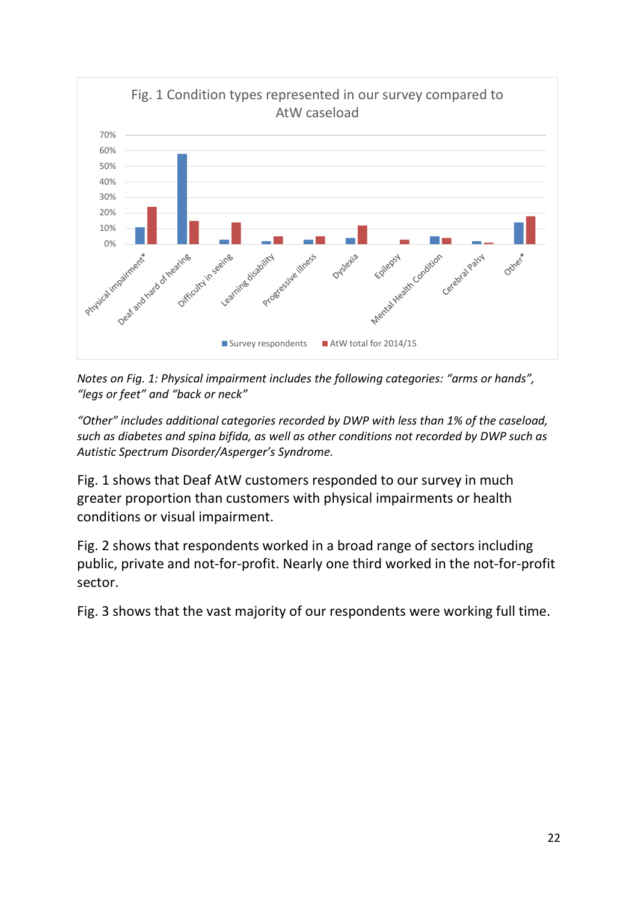Fig. 1 Condition types represented in our survey compared to AtW caseload

*Notes on Fig. 1: Physical impairment includes the following categories: "arms or hands", "legs or feet" and "back or neck"*

*"Other" includes additional categories recorded by DWP with less than 1% of the caseload, such as diabetes and spina bifida, as well as other conditions not recorded by DWP such as Autistic Spectrum Disorder/Asperger's Syndrome.*

Fig. 1 shows that Deaf AtW customers responded to our survey in much greater proportion than customers with physical impairments or health conditions or visual impairment.

Fig. 2 shows that respondents worked in a broad range of sectors including public, private and not-for-profit. Nearly one third worked in the not-for-profit sector.

Fig. 3 shows that the vast majority of our respondents were working full time.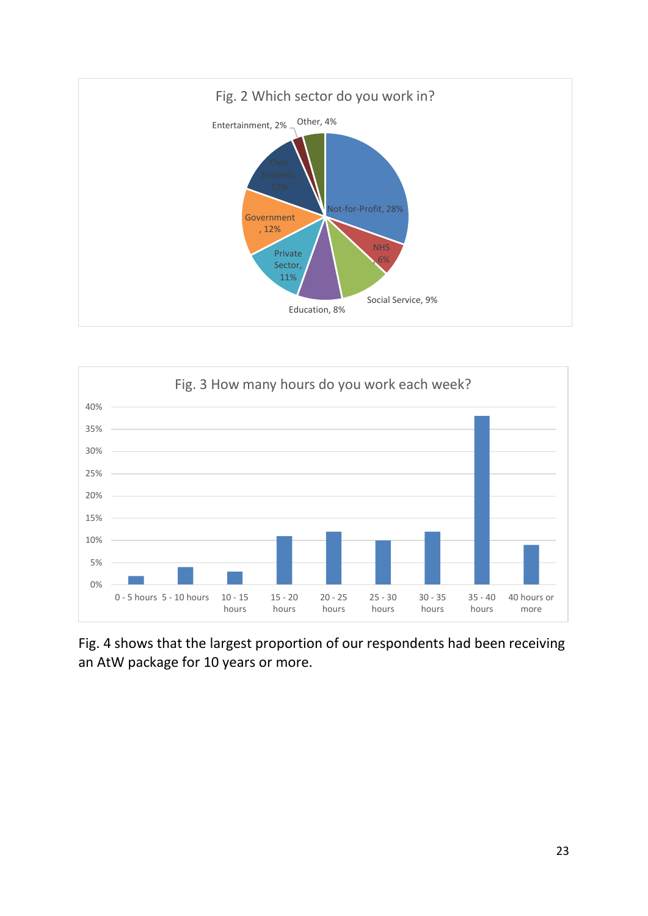**Fig. 2 Which sector do you work in?**

| Sector | Percentage |
|---|---|
| Not-for-Profit | 28% |
| NHS | 6% |
| Social Service | 9% |
| Education | 8% |
| Private Sector | 11% |
| Government | 12% |
| Own business | 12% |
| Entertainment | 2% |
| Other | 4% |

**Fig. 3 How many hours do you work each week?**

| Hours | Approx. percentage |
|---|---|
| 0 - 5 hours | 2% |
| 5 - 10 hours | 4% |
| 10 - 15 hours | 3% |
| 15 - 20 hours | 11% |
| 20 - 25 hours | 12% |
| 25 - 30 hours | 10% |
| 30 - 35 hours | 12% |
| 35 - 40 hours | 38% |
| 40 hours or more | 9% |

Fig. 4 shows that the largest proportion of our respondents had been receiving an AtW package for 10 years or more.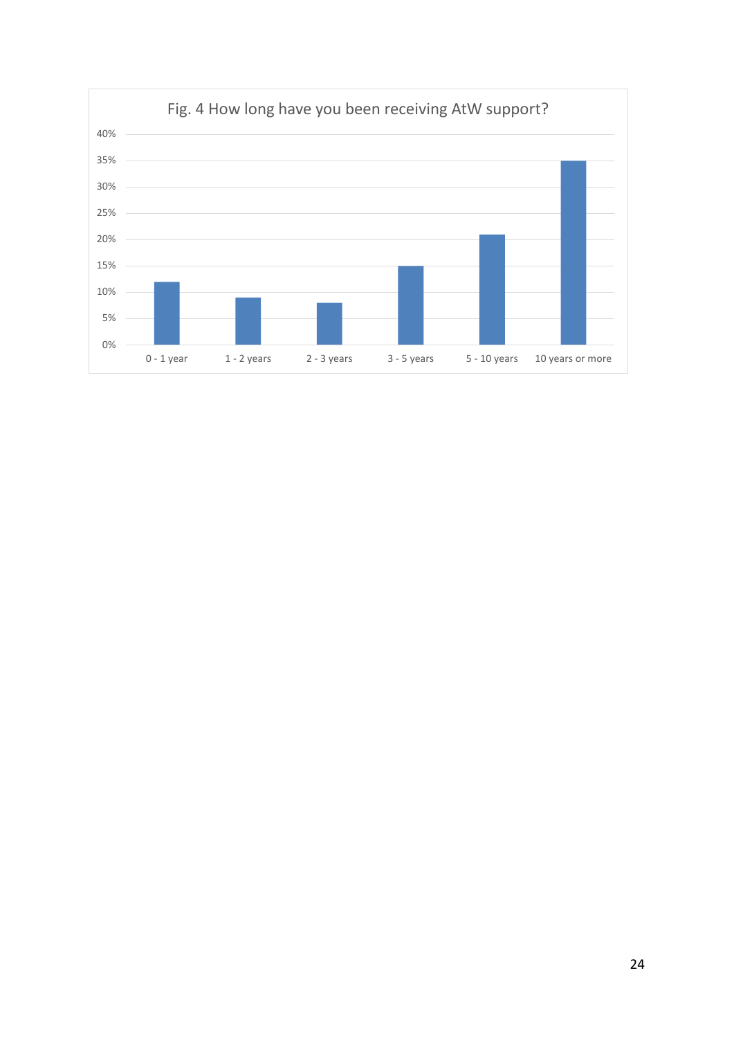Fig. 4 How long have you been receiving AtW support?

| Duration | Percentage |
| --- | --- |
| 0 - 1 year | 12% |
| 1 - 2 years | 9% |
| 2 - 3 years | 8% |
| 3 - 5 years | 15% |
| 5 - 10 years | 21% |
| 10 years or more | 35% |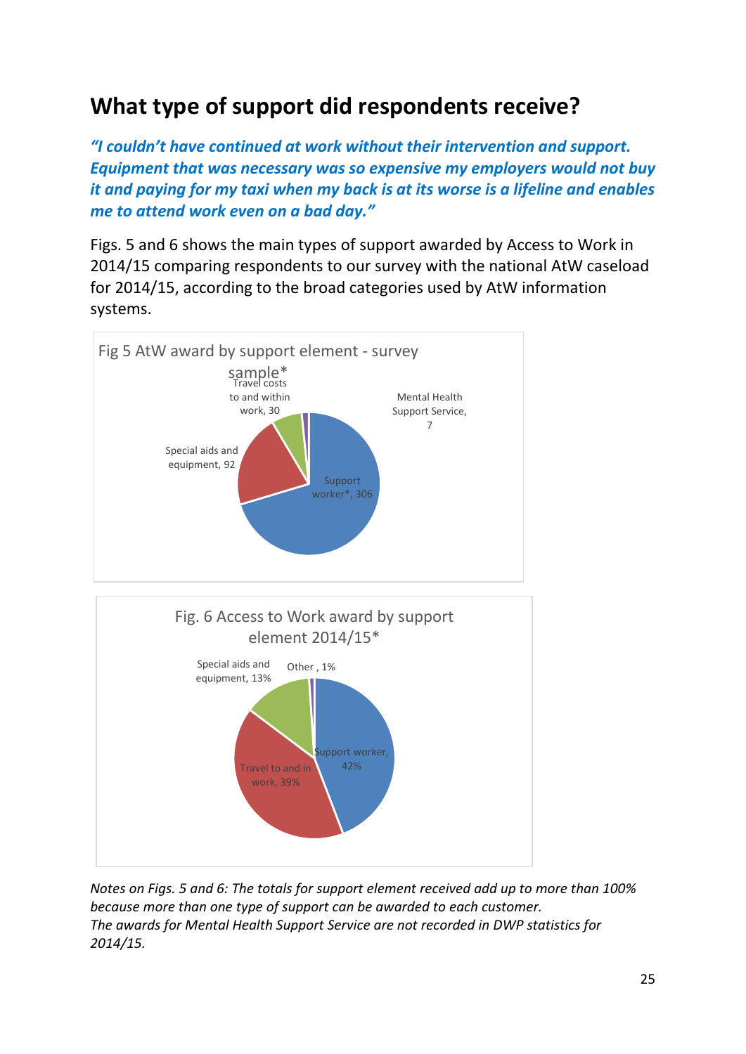## What type of support did respondents receive?

***"I couldn't have continued at work without their intervention and support. Equipment that was necessary was so expensive my employers would not buy it and paying for my taxi when my back is at its worse is a lifeline and enables me to attend work even on a bad day."***

Figs. 5 and 6 shows the main types of support awarded by Access to Work in 2014/15 comparing respondents to our survey with the national AtW caseload for 2014/15, according to the broad categories used by AtW information systems.

Fig 5 AtW award by support element - survey sample*

| Support element | Number |
| --- | --- |
| Support worker* | 306 |
| Special aids and equipment | 92 |
| Travel costs to and within work | 30 |
| Mental Health Support Service | 7 |

Fig. 6 Access to Work award by support element 2014/15*

| Support element | Percentage |
| --- | --- |
| Support worker | 42% |
| Travel to and in work | 39% |
| Special aids and equipment | 13% |
| Other | 1% |

*Notes on Figs. 5 and 6: The totals for support element received add up to more than 100% because more than one type of support can be awarded to each customer.*
*The awards for Mental Health Support Service are not recorded in DWP statistics for 2014/15.*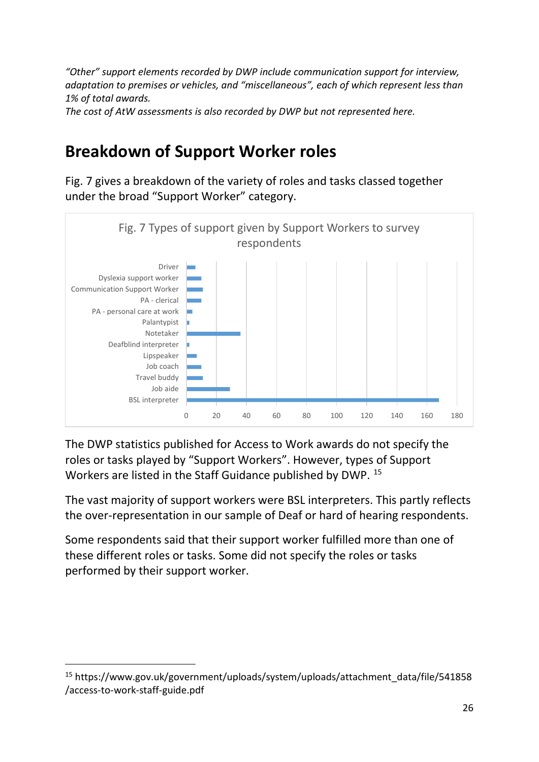*"Other" support elements recorded by DWP include communication support for interview, adaptation to premises or vehicles, and "miscellaneous", each of which represent less than 1% of total awards.*
*The cost of AtW assessments is also recorded by DWP but not represented here.*

## Breakdown of Support Worker roles

Fig. 7 gives a breakdown of the variety of roles and tasks classed together under the broad "Support Worker" category.

Fig. 7 Types of support given by Support Workers to survey respondents

Driver
Dyslexia support worker
Communication Support Worker
PA - clerical
PA - personal care at work
Palantypist
Notetaker
Deafblind interpreter
Lipspeaker
Job coach
Travel buddy
Job aide
BSL interpreter

0 20 40 60 80 100 120 140 160 180

The DWP statistics published for Access to Work awards do not specify the roles or tasks played by "Support Workers". However, types of Support Workers are listed in the Staff Guidance published by DWP. [15]

The vast majority of support workers were BSL interpreters. This partly reflects the over-representation in our sample of Deaf or hard of hearing respondents.

Some respondents said that their support worker fulfilled more than one of these different roles or tasks. Some did not specify the roles or tasks performed by their support worker.

[15] https://www.gov.uk/government/uploads/system/uploads/attachment_data/file/541858/access-to-work-staff-guide.pdf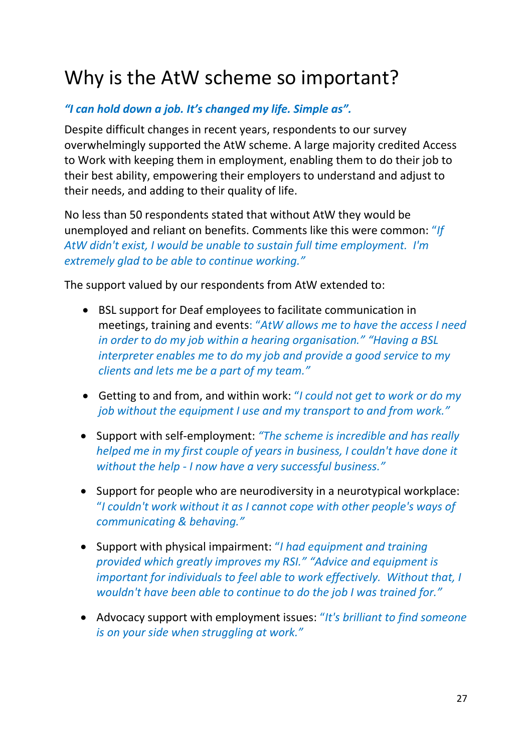# Why is the AtW scheme so important?

***"I can hold down a job. It's changed my life. Simple as".***

Despite difficult changes in recent years, respondents to our survey overwhelmingly supported the AtW scheme. A large majority credited Access to Work with keeping them in employment, enabling them to do their job to their best ability, empowering their employers to understand and adjust to their needs, and adding to their quality of life.

No less than 50 respondents stated that without AtW they would be unemployed and reliant on benefits. Comments like this were common: *"If AtW didn't exist, I would be unable to sustain full time employment. I'm extremely glad to be able to continue working."*

The support valued by our respondents from AtW extended to:

- BSL support for Deaf employees to facilitate communication in meetings, training and events: *"AtW allows me to have the access I need in order to do my job within a hearing organisation." "Having a BSL interpreter enables me to do my job and provide a good service to my clients and lets me be a part of my team."*
- Getting to and from, and within work: *"I could not get to work or do my job without the equipment I use and my transport to and from work."*
- Support with self-employment: *"The scheme is incredible and has really helped me in my first couple of years in business, I couldn't have done it without the help - I now have a very successful business."*
- Support for people who are neurodiversity in a neurotypical workplace: *"I couldn't work without it as I cannot cope with other people's ways of communicating & behaving."*
- Support with physical impairment: *"I had equipment and training provided which greatly improves my RSI." "Advice and equipment is important for individuals to feel able to work effectively. Without that, I wouldn't have been able to continue to do the job I was trained for."*
- Advocacy support with employment issues: *"It's brilliant to find someone is on your side when struggling at work."*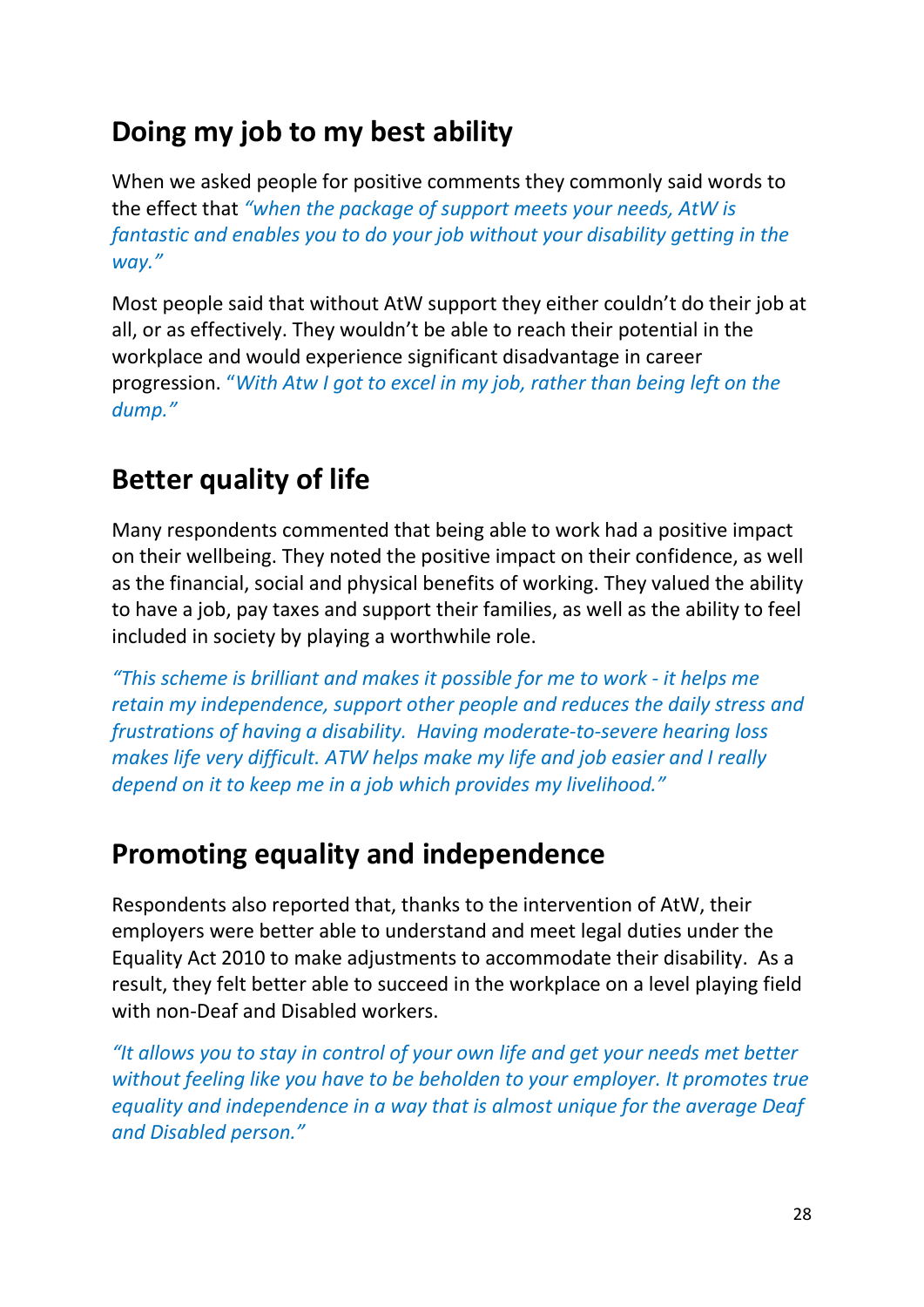## Doing my job to my best ability

When we asked people for positive comments they commonly said words to the effect that *"when the package of support meets your needs, AtW is fantastic and enables you to do your job without your disability getting in the way."*

Most people said that without AtW support they either couldn't do their job at all, or as effectively. They wouldn't be able to reach their potential in the workplace and would experience significant disadvantage in career progression. *"With Atw I got to excel in my job, rather than being left on the dump."*

## Better quality of life

Many respondents commented that being able to work had a positive impact on their wellbeing. They noted the positive impact on their confidence, as well as the financial, social and physical benefits of working. They valued the ability to have a job, pay taxes and support their families, as well as the ability to feel included in society by playing a worthwhile role.

*"This scheme is brilliant and makes it possible for me to work - it helps me retain my independence, support other people and reduces the daily stress and frustrations of having a disability. Having moderate-to-severe hearing loss makes life very difficult. ATW helps make my life and job easier and I really depend on it to keep me in a job which provides my livelihood."*

## Promoting equality and independence

Respondents also reported that, thanks to the intervention of AtW, their employers were better able to understand and meet legal duties under the Equality Act 2010 to make adjustments to accommodate their disability. As a result, they felt better able to succeed in the workplace on a level playing field with non-Deaf and Disabled workers.

*"It allows you to stay in control of your own life and get your needs met better without feeling like you have to be beholden to your employer. It promotes true equality and independence in a way that is almost unique for the average Deaf and Disabled person."*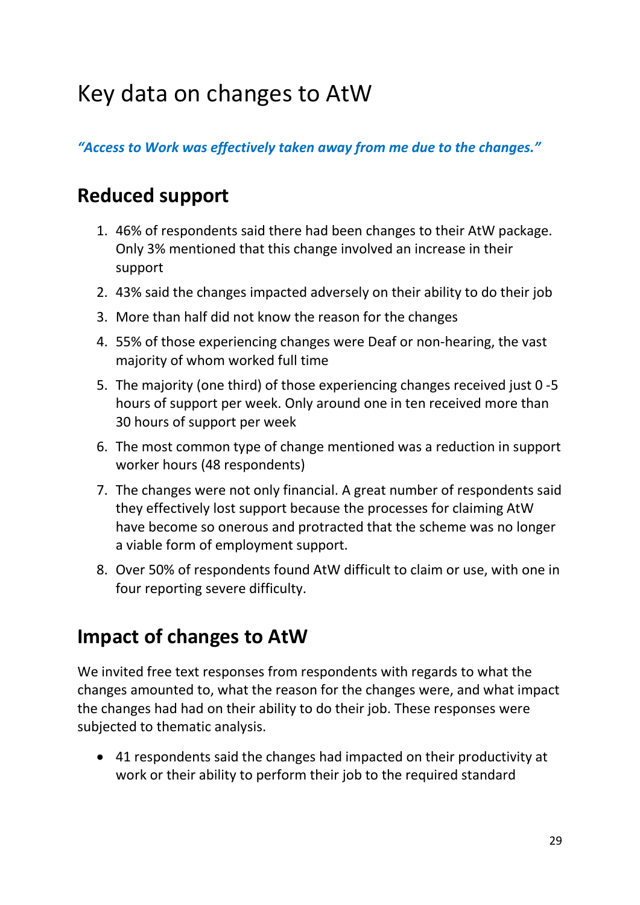# Key data on changes to AtW

***"Access to Work was effectively taken away from me due to the changes."***

## Reduced support

1. 46% of respondents said there had been changes to their AtW package. Only 3% mentioned that this change involved an increase in their support
2. 43% said the changes impacted adversely on their ability to do their job
3. More than half did not know the reason for the changes
4. 55% of those experiencing changes were Deaf or non-hearing, the vast majority of whom worked full time
5. The majority (one third) of those experiencing changes received just 0 -5 hours of support per week. Only around one in ten received more than 30 hours of support per week
6. The most common type of change mentioned was a reduction in support worker hours (48 respondents)
7. The changes were not only financial. A great number of respondents said they effectively lost support because the processes for claiming AtW have become so onerous and protracted that the scheme was no longer a viable form of employment support.
8. Over 50% of respondents found AtW difficult to claim or use, with one in four reporting severe difficulty.

## Impact of changes to AtW

We invited free text responses from respondents with regards to what the changes amounted to, what the reason for the changes were, and what impact the changes had had on their ability to do their job. These responses were subjected to thematic analysis.

- 41 respondents said the changes had impacted on their productivity at work or their ability to perform their job to the required standard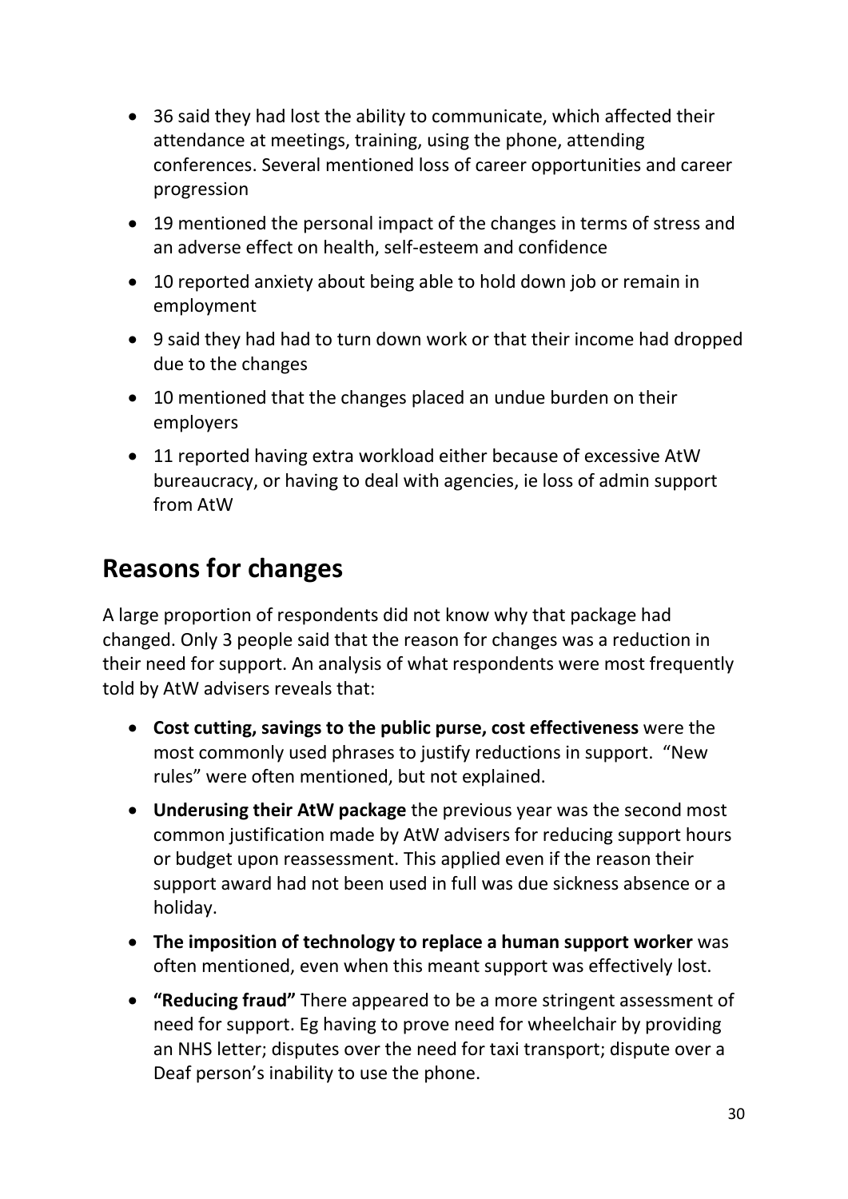- 36 said they had lost the ability to communicate, which affected their attendance at meetings, training, using the phone, attending conferences. Several mentioned loss of career opportunities and career progression
- 19 mentioned the personal impact of the changes in terms of stress and an adverse effect on health, self-esteem and confidence
- 10 reported anxiety about being able to hold down job or remain in employment
- 9 said they had had to turn down work or that their income had dropped due to the changes
- 10 mentioned that the changes placed an undue burden on their employers
- 11 reported having extra workload either because of excessive AtW bureaucracy, or having to deal with agencies, ie loss of admin support from AtW

## Reasons for changes

A large proportion of respondents did not know why that package had changed. Only 3 people said that the reason for changes was a reduction in their need for support. An analysis of what respondents were most frequently told by AtW advisers reveals that:

- **Cost cutting, savings to the public purse, cost effectiveness** were the most commonly used phrases to justify reductions in support. "New rules" were often mentioned, but not explained.
- **Underusing their AtW package** the previous year was the second most common justification made by AtW advisers for reducing support hours or budget upon reassessment. This applied even if the reason their support award had not been used in full was due sickness absence or a holiday.
- **The imposition of technology to replace a human support worker** was often mentioned, even when this meant support was effectively lost.
- **"Reducing fraud"** There appeared to be a more stringent assessment of need for support. Eg having to prove need for wheelchair by providing an NHS letter; disputes over the need for taxi transport; dispute over a Deaf person's inability to use the phone.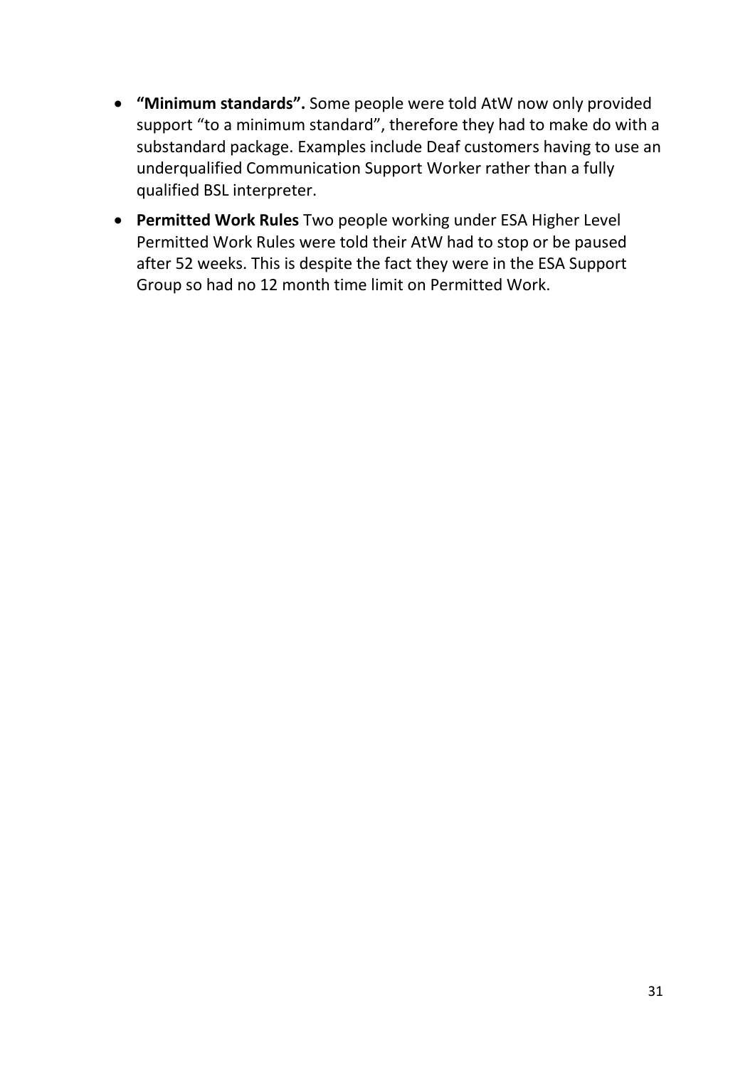- **“Minimum standards”.** Some people were told AtW now only provided support “to a minimum standard”, therefore they had to make do with a substandard package. Examples include Deaf customers having to use an underqualified Communication Support Worker rather than a fully qualified BSL interpreter.
- **Permitted Work Rules** Two people working under ESA Higher Level Permitted Work Rules were told their AtW had to stop or be paused after 52 weeks. This is despite the fact they were in the ESA Support Group so had no 12 month time limit on Permitted Work.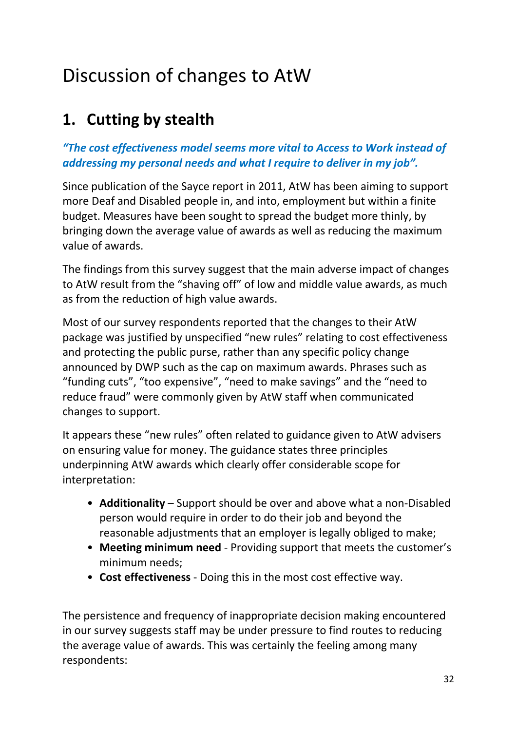# Discussion of changes to AtW

## 1. Cutting by stealth

***"The cost effectiveness model seems more vital to Access to Work instead of addressing my personal needs and what I require to deliver in my job".***

Since publication of the Sayce report in 2011, AtW has been aiming to support more Deaf and Disabled people in, and into, employment but within a finite budget. Measures have been sought to spread the budget more thinly, by bringing down the average value of awards as well as reducing the maximum value of awards.

The findings from this survey suggest that the main adverse impact of changes to AtW result from the "shaving off" of low and middle value awards, as much as from the reduction of high value awards.

Most of our survey respondents reported that the changes to their AtW package was justified by unspecified "new rules" relating to cost effectiveness and protecting the public purse, rather than any specific policy change announced by DWP such as the cap on maximum awards. Phrases such as "funding cuts", "too expensive", "need to make savings" and the "need to reduce fraud" were commonly given by AtW staff when communicated changes to support.

It appears these "new rules" often related to guidance given to AtW advisers on ensuring value for money. The guidance states three principles underpinning AtW awards which clearly offer considerable scope for interpretation:

- **Additionality** – Support should be over and above what a non-Disabled person would require in order to do their job and beyond the reasonable adjustments that an employer is legally obliged to make;
- **Meeting minimum need** - Providing support that meets the customer's minimum needs;
- **Cost effectiveness** - Doing this in the most cost effective way.

The persistence and frequency of inappropriate decision making encountered in our survey suggests staff may be under pressure to find routes to reducing the average value of awards. This was certainly the feeling among many respondents: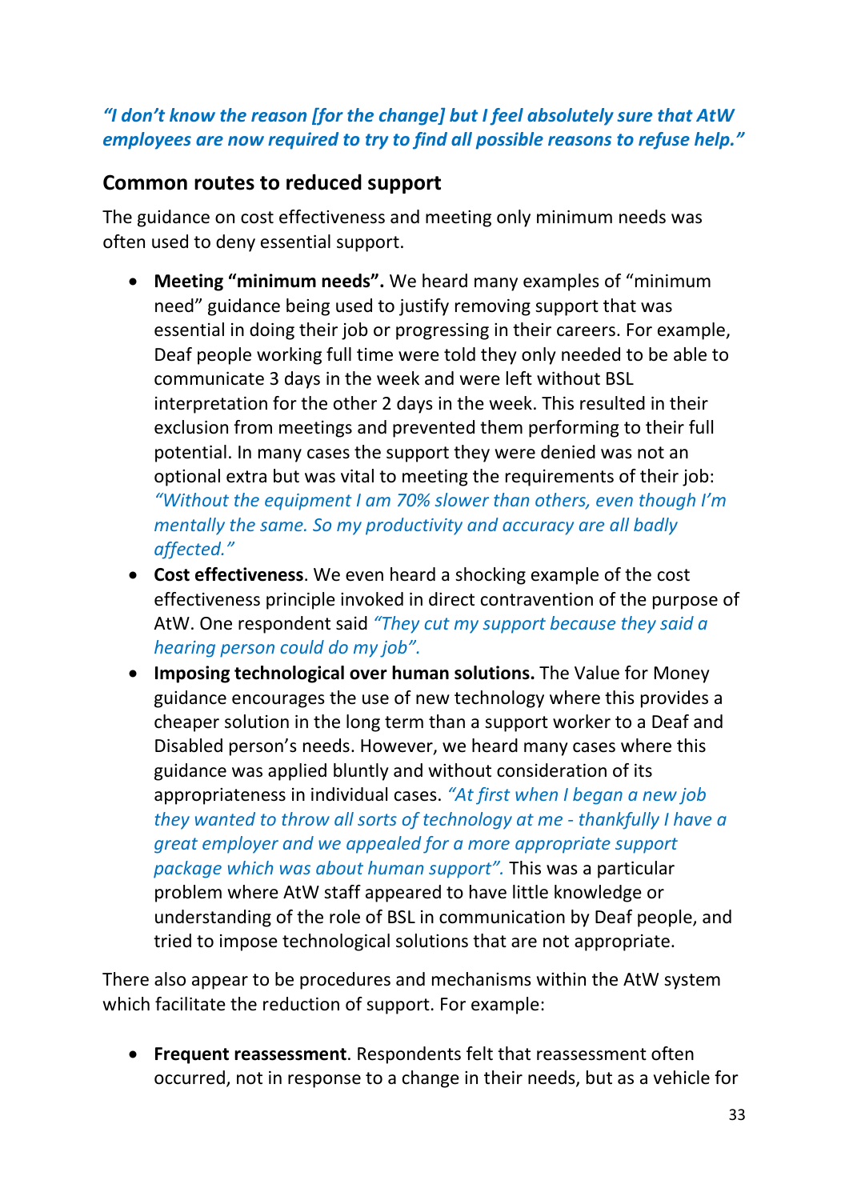***"I don't know the reason [for the change] but I feel absolutely sure that AtW employees are now required to try to find all possible reasons to refuse help."***

## Common routes to reduced support

The guidance on cost effectiveness and meeting only minimum needs was often used to deny essential support.

- **Meeting "minimum needs".** We heard many examples of "minimum need" guidance being used to justify removing support that was essential in doing their job or progressing in their careers. For example, Deaf people working full time were told they only needed to be able to communicate 3 days in the week and were left without BSL interpretation for the other 2 days in the week. This resulted in their exclusion from meetings and prevented them performing to their full potential. In many cases the support they were denied was not an optional extra but was vital to meeting the requirements of their job: *"Without the equipment I am 70% slower than others, even though I'm mentally the same. So my productivity and accuracy are all badly affected."*
- **Cost effectiveness**. We even heard a shocking example of the cost effectiveness principle invoked in direct contravention of the purpose of AtW. One respondent said *"They cut my support because they said a hearing person could do my job".*
- **Imposing technological over human solutions.** The Value for Money guidance encourages the use of new technology where this provides a cheaper solution in the long term than a support worker to a Deaf and Disabled person's needs. However, we heard many cases where this guidance was applied bluntly and without consideration of its appropriateness in individual cases. *"At first when I began a new job they wanted to throw all sorts of technology at me - thankfully I have a great employer and we appealed for a more appropriate support package which was about human support".* This was a particular problem where AtW staff appeared to have little knowledge or understanding of the role of BSL in communication by Deaf people, and tried to impose technological solutions that are not appropriate.

There also appear to be procedures and mechanisms within the AtW system which facilitate the reduction of support. For example:

- **Frequent reassessment**. Respondents felt that reassessment often occurred, not in response to a change in their needs, but as a vehicle for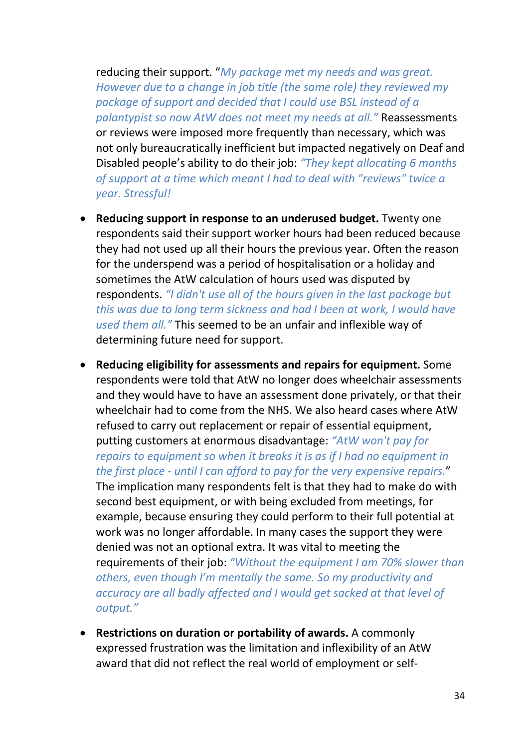reducing their support. "*My package met my needs and was great. However due to a change in job title (the same role) they reviewed my package of support and decided that I could use BSL instead of a palantypist so now AtW does not meet my needs at all.*" Reassessments or reviews were imposed more frequently than necessary, which was not only bureaucratically inefficient but impacted negatively on Deaf and Disabled people's ability to do their job: *"They kept allocating 6 months of support at a time which meant I had to deal with "reviews" twice a year. Stressful!*

- **Reducing support in response to an underused budget.** Twenty one respondents said their support worker hours had been reduced because they had not used up all their hours the previous year. Often the reason for the underspend was a period of hospitalisation or a holiday and sometimes the AtW calculation of hours used was disputed by respondents. *"I didn't use all of the hours given in the last package but this was due to long term sickness and had I been at work, I would have used them all."* This seemed to be an unfair and inflexible way of determining future need for support.

- **Reducing eligibility for assessments and repairs for equipment.** Some respondents were told that AtW no longer does wheelchair assessments and they would have to have an assessment done privately, or that their wheelchair had to come from the NHS. We also heard cases where AtW refused to carry out replacement or repair of essential equipment, putting customers at enormous disadvantage: *"AtW won't pay for repairs to equipment so when it breaks it is as if I had no equipment in the first place - until I can afford to pay for the very expensive repairs.*" The implication many respondents felt is that they had to make do with second best equipment, or with being excluded from meetings, for example, because ensuring they could perform to their full potential at work was no longer affordable. In many cases the support they were denied was not an optional extra. It was vital to meeting the requirements of their job: *"Without the equipment I am 70% slower than others, even though I'm mentally the same. So my productivity and accuracy are all badly affected and I would get sacked at that level of output."*

- **Restrictions on duration or portability of awards.** A commonly expressed frustration was the limitation and inflexibility of an AtW award that did not reflect the real world of employment or self-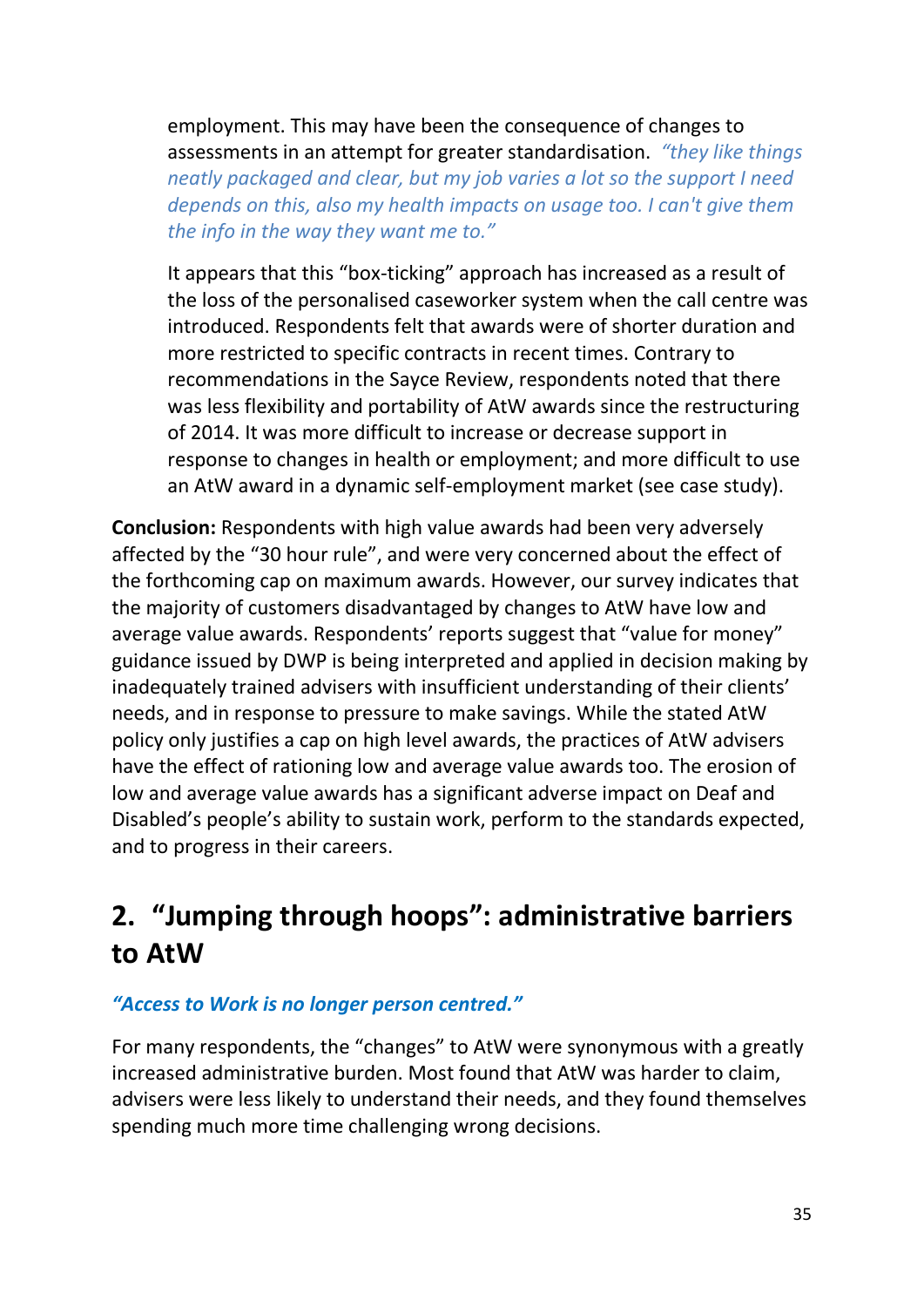employment. This may have been the consequence of changes to assessments in an attempt for greater standardisation. *"they like things neatly packaged and clear, but my job varies a lot so the support I need depends on this, also my health impacts on usage too. I can't give them the info in the way they want me to."*

It appears that this "box-ticking" approach has increased as a result of the loss of the personalised caseworker system when the call centre was introduced. Respondents felt that awards were of shorter duration and more restricted to specific contracts in recent times. Contrary to recommendations in the Sayce Review, respondents noted that there was less flexibility and portability of AtW awards since the restructuring of 2014. It was more difficult to increase or decrease support in response to changes in health or employment; and more difficult to use an AtW award in a dynamic self-employment market (see case study).

**Conclusion:** Respondents with high value awards had been very adversely affected by the "30 hour rule", and were very concerned about the effect of the forthcoming cap on maximum awards. However, our survey indicates that the majority of customers disadvantaged by changes to AtW have low and average value awards. Respondents' reports suggest that "value for money" guidance issued by DWP is being interpreted and applied in decision making by inadequately trained advisers with insufficient understanding of their clients' needs, and in response to pressure to make savings. While the stated AtW policy only justifies a cap on high level awards, the practices of AtW advisers have the effect of rationing low and average value awards too. The erosion of low and average value awards has a significant adverse impact on Deaf and Disabled's people's ability to sustain work, perform to the standards expected, and to progress in their careers.

## 2. "Jumping through hoops": administrative barriers to AtW

***"Access to Work is no longer person centred."***

For many respondents, the "changes" to AtW were synonymous with a greatly increased administrative burden. Most found that AtW was harder to claim, advisers were less likely to understand their needs, and they found themselves spending much more time challenging wrong decisions.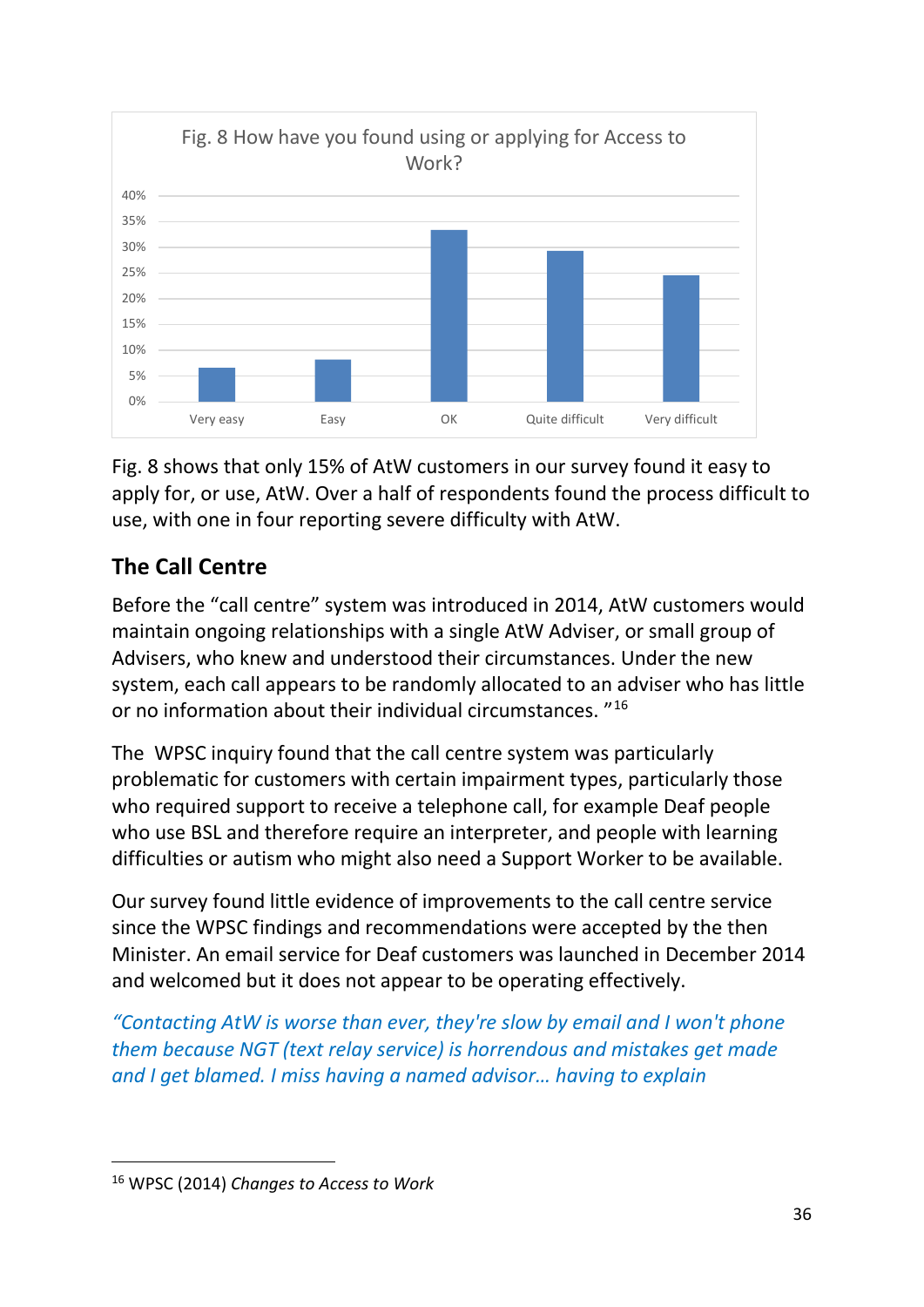Fig. 8 How have you found using or applying for Access to Work?

Fig. 8 shows that only 15% of AtW customers in our survey found it easy to apply for, or use, AtW. Over a half of respondents found the process difficult to use, with one in four reporting severe difficulty with AtW.

## The Call Centre

Before the "call centre" system was introduced in 2014, AtW customers would maintain ongoing relationships with a single AtW Adviser, or small group of Advisers, who knew and understood their circumstances. Under the new system, each call appears to be randomly allocated to an adviser who has little or no information about their individual circumstances. "[16]

The WPSC inquiry found that the call centre system was particularly problematic for customers with certain impairment types, particularly those who required support to receive a telephone call, for example Deaf people who use BSL and therefore require an interpreter, and people with learning difficulties or autism who might also need a Support Worker to be available.

Our survey found little evidence of improvements to the call centre service since the WPSC findings and recommendations were accepted by the then Minister. An email service for Deaf customers was launched in December 2014 and welcomed but it does not appear to be operating effectively.

*"Contacting AtW is worse than ever, they're slow by email and I won't phone them because NGT (text relay service) is horrendous and mistakes get made and I get blamed. I miss having a named advisor… having to explain*

---

[16] WPSC (2014) *Changes to Access to Work*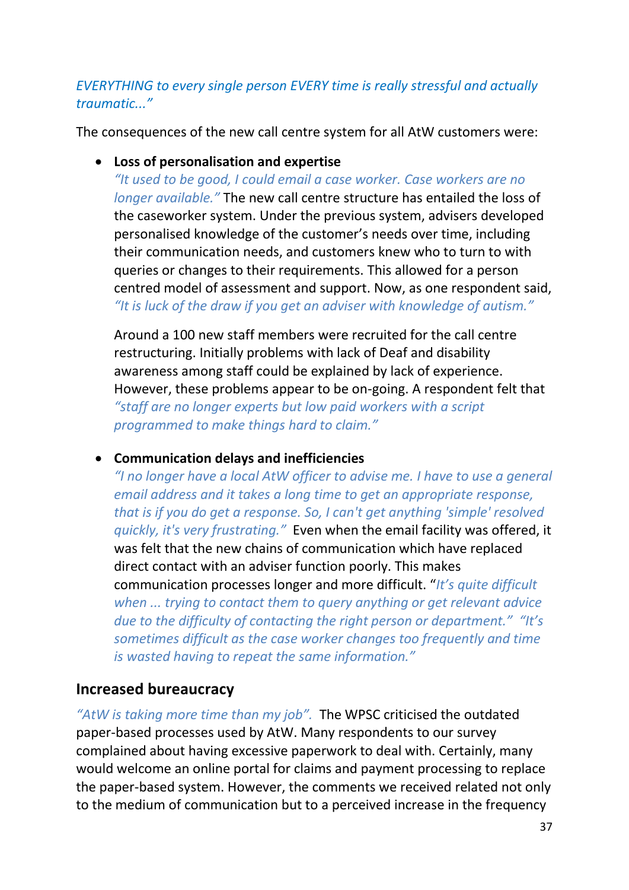*EVERYTHING to every single person EVERY time is really stressful and actually traumatic..."*

The consequences of the new call centre system for all AtW customers were:

- **Loss of personalisation and expertise**
  *"It used to be good, I could email a case worker. Case workers are no longer available."* The new call centre structure has entailed the loss of the caseworker system. Under the previous system, advisers developed personalised knowledge of the customer's needs over time, including their communication needs, and customers knew who to turn to with queries or changes to their requirements. This allowed for a person centred model of assessment and support. Now, as one respondent said, *"It is luck of the draw if you get an adviser with knowledge of autism."*

  Around a 100 new staff members were recruited for the call centre restructuring. Initially problems with lack of Deaf and disability awareness among staff could be explained by lack of experience. However, these problems appear to be on-going. A respondent felt that *"staff are no longer experts but low paid workers with a script programmed to make things hard to claim."*

- **Communication delays and inefficiencies**
  *"I no longer have a local AtW officer to advise me. I have to use a general email address and it takes a long time to get an appropriate response, that is if you do get a response. So, I can't get anything 'simple' resolved quickly, it's very frustrating."* Even when the email facility was offered, it was felt that the new chains of communication which have replaced direct contact with an adviser function poorly. This makes communication processes longer and more difficult. "*It's quite difficult when ... trying to contact them to query anything or get relevant advice due to the difficulty of contacting the right person or department."* *"It's sometimes difficult as the case worker changes too frequently and time is wasted having to repeat the same information."*

## Increased bureaucracy

*"AtW is taking more time than my job".* The WPSC criticised the outdated paper-based processes used by AtW. Many respondents to our survey complained about having excessive paperwork to deal with. Certainly, many would welcome an online portal for claims and payment processing to replace the paper-based system. However, the comments we received related not only to the medium of communication but to a perceived increase in the frequency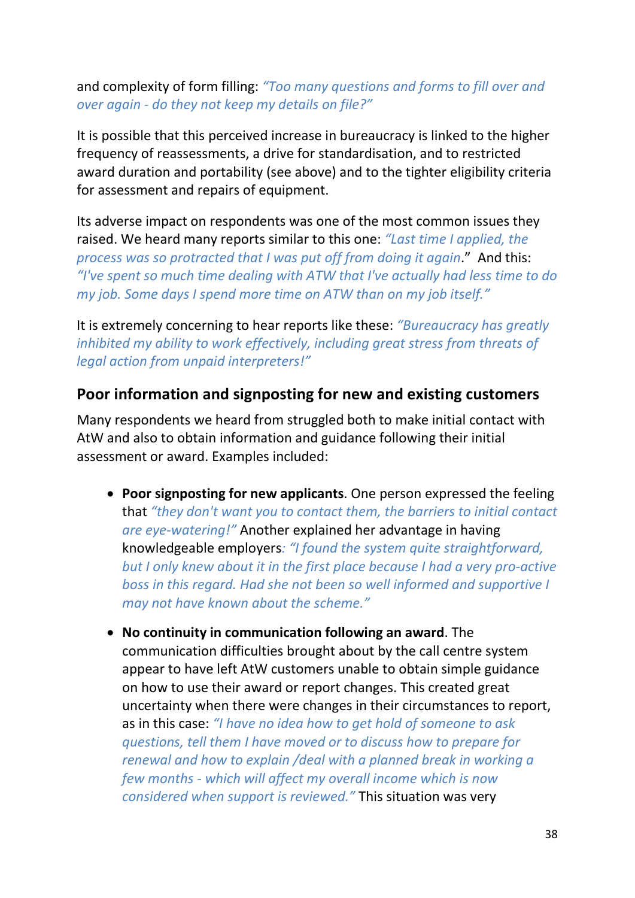and complexity of form filling: *"Too many questions and forms to fill over and over again - do they not keep my details on file?"*

It is possible that this perceived increase in bureaucracy is linked to the higher frequency of reassessments, a drive for standardisation, and to restricted award duration and portability (see above) and to the tighter eligibility criteria for assessment and repairs of equipment.

Its adverse impact on respondents was one of the most common issues they raised. We heard many reports similar to this one: *"Last time I applied, the process was so protracted that I was put off from doing it again*." And this: *"I've spent so much time dealing with ATW that I've actually had less time to do my job. Some days I spend more time on ATW than on my job itself."*

It is extremely concerning to hear reports like these: *"Bureaucracy has greatly inhibited my ability to work effectively, including great stress from threats of legal action from unpaid interpreters!"*

## Poor information and signposting for new and existing customers

Many respondents we heard from struggled both to make initial contact with AtW and also to obtain information and guidance following their initial assessment or award. Examples included:

- **Poor signposting for new applicants**. One person expressed the feeling that *"they don't want you to contact them, the barriers to initial contact are eye-watering!"* Another explained her advantage in having knowledgeable employers*: "I found the system quite straightforward, but I only knew about it in the first place because I had a very pro-active boss in this regard. Had she not been so well informed and supportive I may not have known about the scheme."*

- **No continuity in communication following an award**. The communication difficulties brought about by the call centre system appear to have left AtW customers unable to obtain simple guidance on how to use their award or report changes. This created great uncertainty when there were changes in their circumstances to report, as in this case: *"I have no idea how to get hold of someone to ask questions, tell them I have moved or to discuss how to prepare for renewal and how to explain /deal with a planned break in working a few months - which will affect my overall income which is now considered when support is reviewed."* This situation was very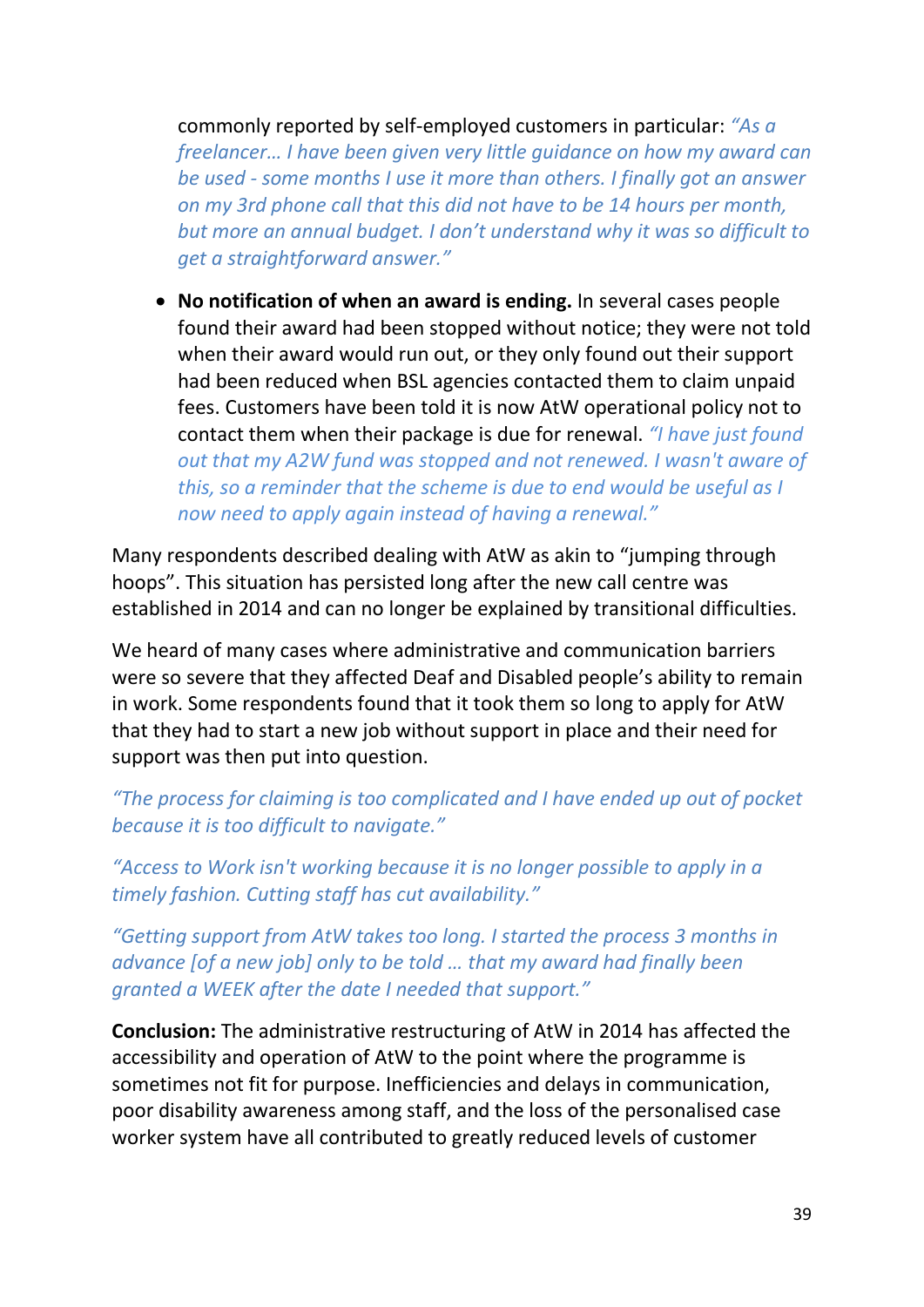commonly reported by self-employed customers in particular: *"As a freelancer… I have been given very little guidance on how my award can be used - some months I use it more than others. I finally got an answer on my 3rd phone call that this did not have to be 14 hours per month, but more an annual budget. I don't understand why it was so difficult to get a straightforward answer."*

- **No notification of when an award is ending.** In several cases people found their award had been stopped without notice; they were not told when their award would run out, or they only found out their support had been reduced when BSL agencies contacted them to claim unpaid fees. Customers have been told it is now AtW operational policy not to contact them when their package is due for renewal. *"I have just found out that my A2W fund was stopped and not renewed. I wasn't aware of this, so a reminder that the scheme is due to end would be useful as I now need to apply again instead of having a renewal."*

Many respondents described dealing with AtW as akin to "jumping through hoops". This situation has persisted long after the new call centre was established in 2014 and can no longer be explained by transitional difficulties.

We heard of many cases where administrative and communication barriers were so severe that they affected Deaf and Disabled people's ability to remain in work. Some respondents found that it took them so long to apply for AtW that they had to start a new job without support in place and their need for support was then put into question.

*"The process for claiming is too complicated and I have ended up out of pocket because it is too difficult to navigate."*

*"Access to Work isn't working because it is no longer possible to apply in a timely fashion. Cutting staff has cut availability."*

*"Getting support from AtW takes too long. I started the process 3 months in advance [of a new job] only to be told … that my award had finally been granted a WEEK after the date I needed that support."*

**Conclusion:** The administrative restructuring of AtW in 2014 has affected the accessibility and operation of AtW to the point where the programme is sometimes not fit for purpose. Inefficiencies and delays in communication, poor disability awareness among staff, and the loss of the personalised case worker system have all contributed to greatly reduced levels of customer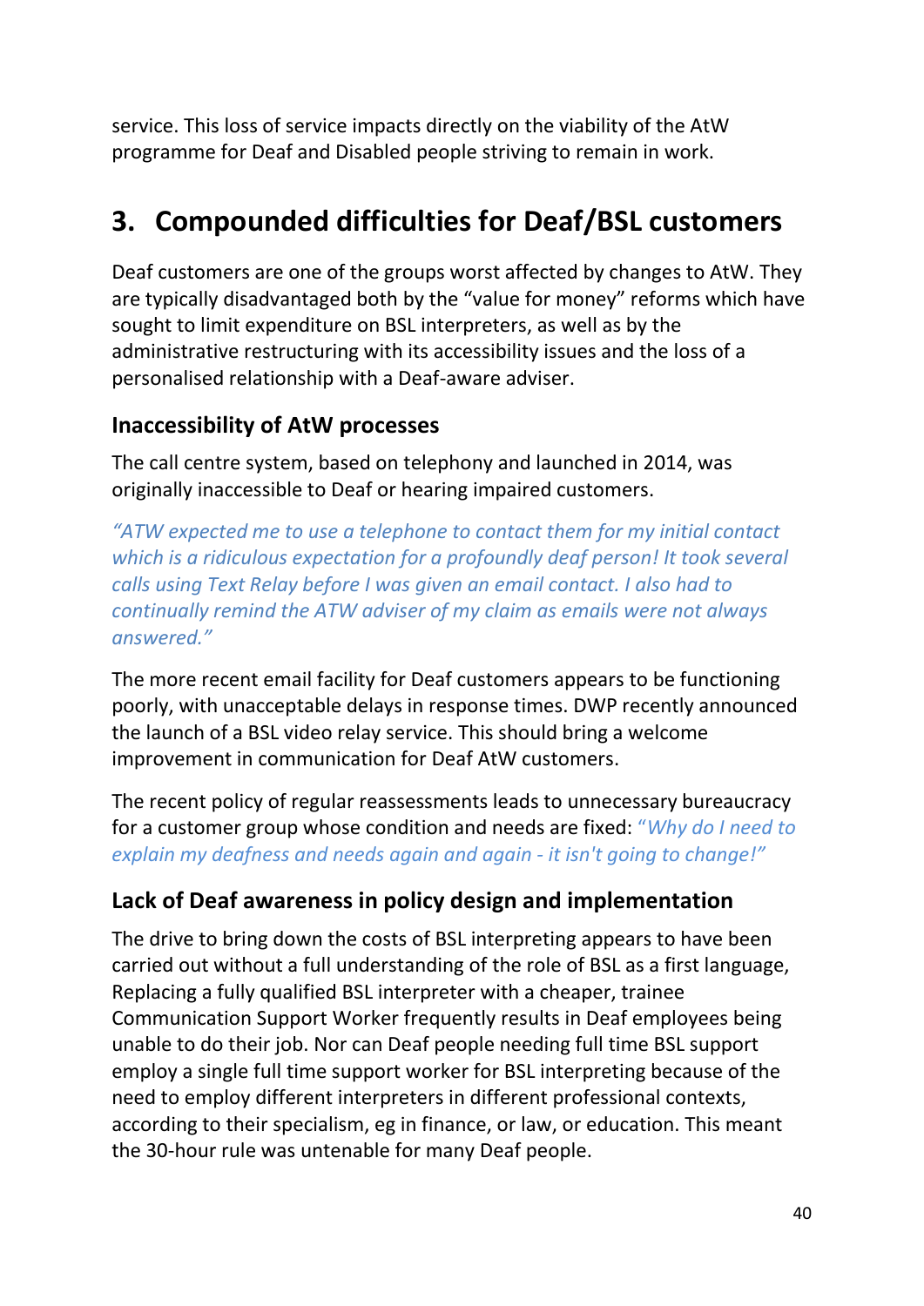service. This loss of service impacts directly on the viability of the AtW programme for Deaf and Disabled people striving to remain in work.

## 3. Compounded difficulties for Deaf/BSL customers

Deaf customers are one of the groups worst affected by changes to AtW. They are typically disadvantaged both by the "value for money" reforms which have sought to limit expenditure on BSL interpreters, as well as by the administrative restructuring with its accessibility issues and the loss of a personalised relationship with a Deaf-aware adviser.

### Inaccessibility of AtW processes

The call centre system, based on telephony and launched in 2014, was originally inaccessible to Deaf or hearing impaired customers.

*"ATW expected me to use a telephone to contact them for my initial contact which is a ridiculous expectation for a profoundly deaf person! It took several calls using Text Relay before I was given an email contact. I also had to continually remind the ATW adviser of my claim as emails were not always answered."*

The more recent email facility for Deaf customers appears to be functioning poorly, with unacceptable delays in response times. DWP recently announced the launch of a BSL video relay service. This should bring a welcome improvement in communication for Deaf AtW customers.

The recent policy of regular reassessments leads to unnecessary bureaucracy for a customer group whose condition and needs are fixed: *"Why do I need to explain my deafness and needs again and again - it isn't going to change!"*

### Lack of Deaf awareness in policy design and implementation

The drive to bring down the costs of BSL interpreting appears to have been carried out without a full understanding of the role of BSL as a first language, Replacing a fully qualified BSL interpreter with a cheaper, trainee Communication Support Worker frequently results in Deaf employees being unable to do their job. Nor can Deaf people needing full time BSL support employ a single full time support worker for BSL interpreting because of the need to employ different interpreters in different professional contexts, according to their specialism, eg in finance, or law, or education. This meant the 30-hour rule was untenable for many Deaf people.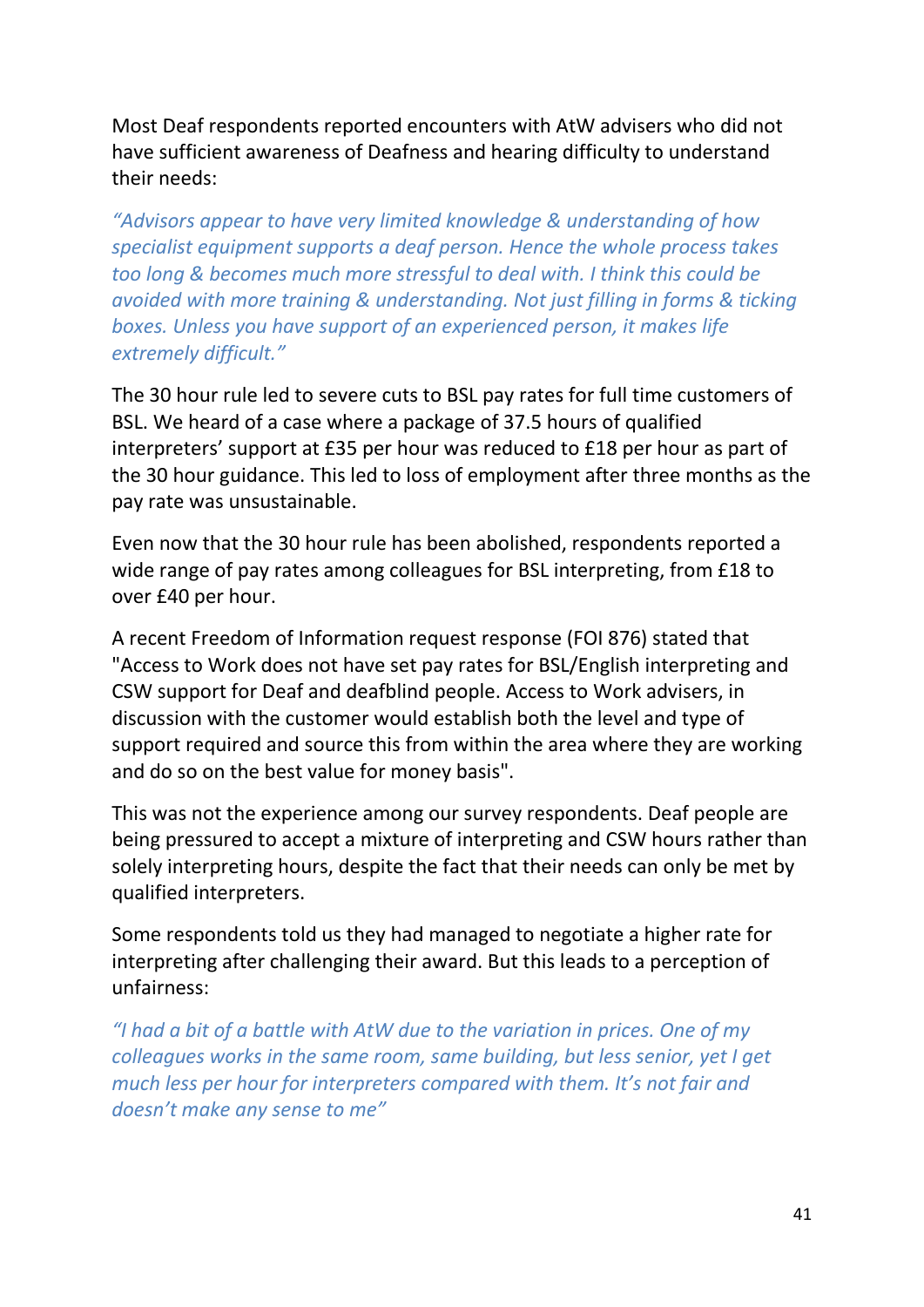Most Deaf respondents reported encounters with AtW advisers who did not have sufficient awareness of Deafness and hearing difficulty to understand their needs:

*"Advisors appear to have very limited knowledge & understanding of how specialist equipment supports a deaf person. Hence the whole process takes too long & becomes much more stressful to deal with. I think this could be avoided with more training & understanding. Not just filling in forms & ticking boxes. Unless you have support of an experienced person, it makes life extremely difficult."*

The 30 hour rule led to severe cuts to BSL pay rates for full time customers of BSL. We heard of a case where a package of 37.5 hours of qualified interpreters' support at £35 per hour was reduced to £18 per hour as part of the 30 hour guidance. This led to loss of employment after three months as the pay rate was unsustainable.

Even now that the 30 hour rule has been abolished, respondents reported a wide range of pay rates among colleagues for BSL interpreting, from £18 to over £40 per hour.

A recent Freedom of Information request response (FOI 876) stated that "Access to Work does not have set pay rates for BSL/English interpreting and CSW support for Deaf and deafblind people. Access to Work advisers, in discussion with the customer would establish both the level and type of support required and source this from within the area where they are working and do so on the best value for money basis".

This was not the experience among our survey respondents. Deaf people are being pressured to accept a mixture of interpreting and CSW hours rather than solely interpreting hours, despite the fact that their needs can only be met by qualified interpreters.

Some respondents told us they had managed to negotiate a higher rate for interpreting after challenging their award. But this leads to a perception of unfairness:

*"I had a bit of a battle with AtW due to the variation in prices. One of my colleagues works in the same room, same building, but less senior, yet I get much less per hour for interpreters compared with them. It's not fair and doesn't make any sense to me"*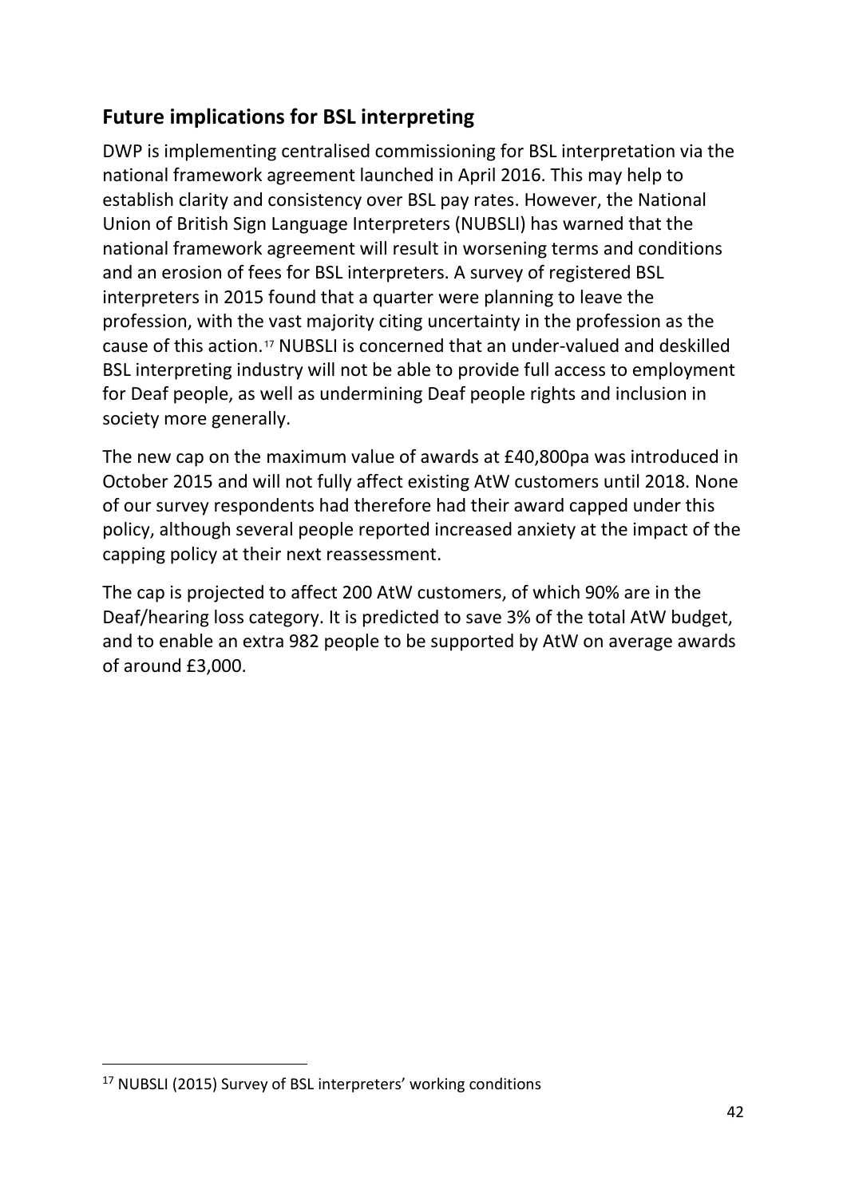## Future implications for BSL interpreting

DWP is implementing centralised commissioning for BSL interpretation via the national framework agreement launched in April 2016. This may help to establish clarity and consistency over BSL pay rates. However, the National Union of British Sign Language Interpreters (NUBSLI) has warned that the national framework agreement will result in worsening terms and conditions and an erosion of fees for BSL interpreters. A survey of registered BSL interpreters in 2015 found that a quarter were planning to leave the profession, with the vast majority citing uncertainty in the profession as the cause of this action.[17] NUBSLI is concerned that an under-valued and deskilled BSL interpreting industry will not be able to provide full access to employment for Deaf people, as well as undermining Deaf people rights and inclusion in society more generally.

The new cap on the maximum value of awards at £40,800pa was introduced in October 2015 and will not fully affect existing AtW customers until 2018. None of our survey respondents had therefore had their award capped under this policy, although several people reported increased anxiety at the impact of the capping policy at their next reassessment.

The cap is projected to affect 200 AtW customers, of which 90% are in the Deaf/hearing loss category. It is predicted to save 3% of the total AtW budget, and to enable an extra 982 people to be supported by AtW on average awards of around £3,000.

[17] NUBSLI (2015) Survey of BSL interpreters' working conditions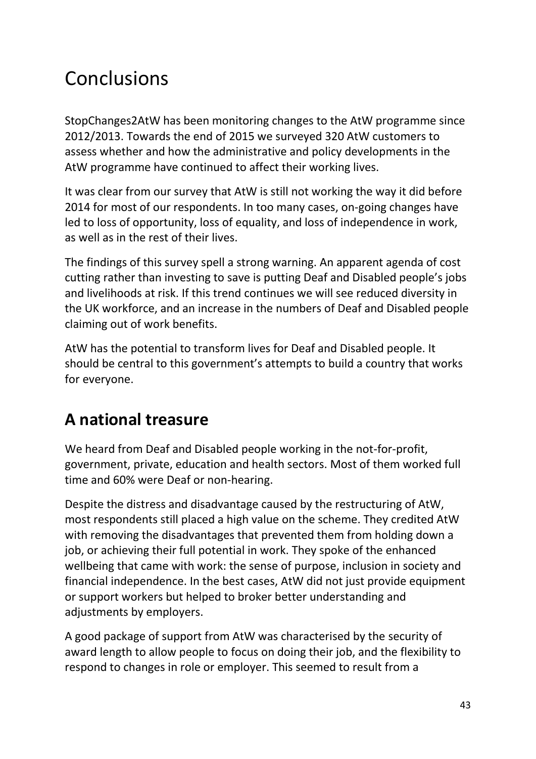# Conclusions

StopChanges2AtW has been monitoring changes to the AtW programme since 2012/2013. Towards the end of 2015 we surveyed 320 AtW customers to assess whether and how the administrative and policy developments in the AtW programme have continued to affect their working lives.

It was clear from our survey that AtW is still not working the way it did before 2014 for most of our respondents. In too many cases, on-going changes have led to loss of opportunity, loss of equality, and loss of independence in work, as well as in the rest of their lives.

The findings of this survey spell a strong warning. An apparent agenda of cost cutting rather than investing to save is putting Deaf and Disabled people's jobs and livelihoods at risk. If this trend continues we will see reduced diversity in the UK workforce, and an increase in the numbers of Deaf and Disabled people claiming out of work benefits.

AtW has the potential to transform lives for Deaf and Disabled people. It should be central to this government's attempts to build a country that works for everyone.

## A national treasure

We heard from Deaf and Disabled people working in the not-for-profit, government, private, education and health sectors. Most of them worked full time and 60% were Deaf or non-hearing.

Despite the distress and disadvantage caused by the restructuring of AtW, most respondents still placed a high value on the scheme. They credited AtW with removing the disadvantages that prevented them from holding down a job, or achieving their full potential in work. They spoke of the enhanced wellbeing that came with work: the sense of purpose, inclusion in society and financial independence. In the best cases, AtW did not just provide equipment or support workers but helped to broker better understanding and adjustments by employers.

A good package of support from AtW was characterised by the security of award length to allow people to focus on doing their job, and the flexibility to respond to changes in role or employer. This seemed to result from a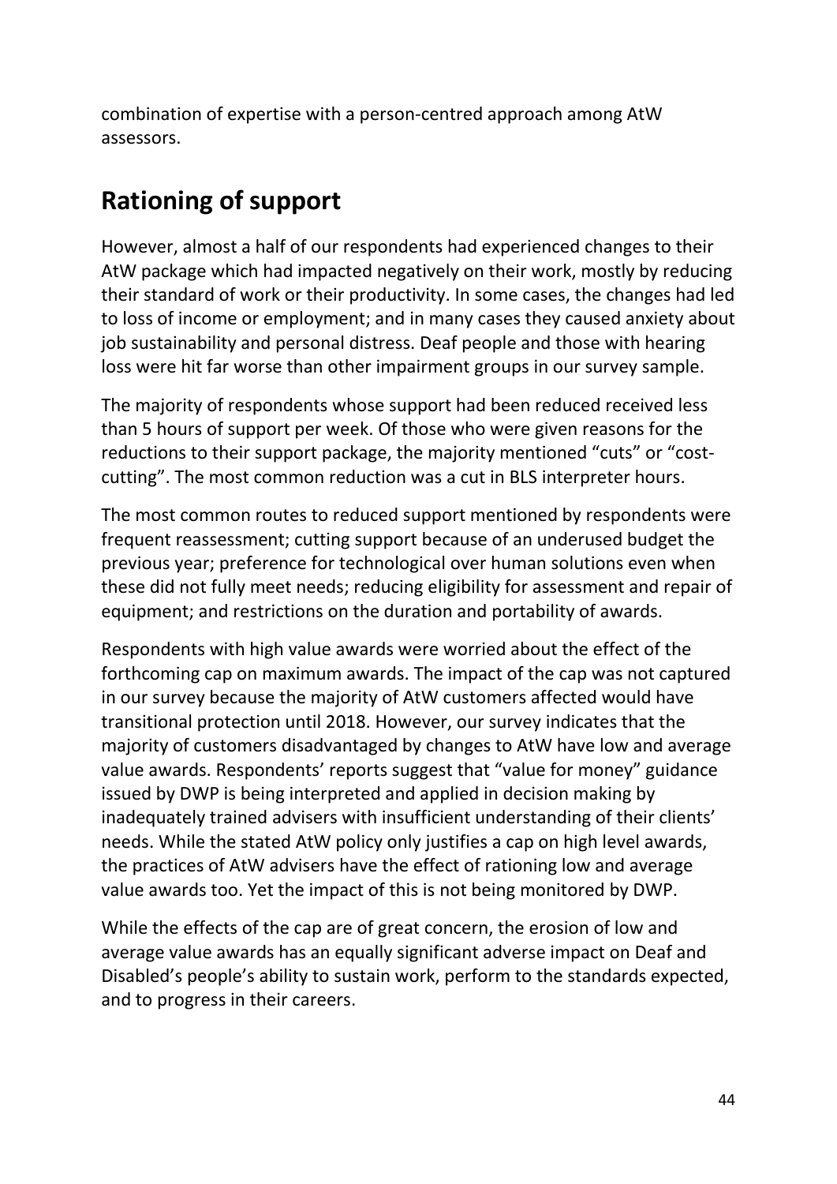combination of expertise with a person-centred approach among AtW assessors.

## Rationing of support

However, almost a half of our respondents had experienced changes to their AtW package which had impacted negatively on their work, mostly by reducing their standard of work or their productivity. In some cases, the changes had led to loss of income or employment; and in many cases they caused anxiety about job sustainability and personal distress. Deaf people and those with hearing loss were hit far worse than other impairment groups in our survey sample.

The majority of respondents whose support had been reduced received less than 5 hours of support per week. Of those who were given reasons for the reductions to their support package, the majority mentioned "cuts" or "cost-cutting". The most common reduction was a cut in BLS interpreter hours.

The most common routes to reduced support mentioned by respondents were frequent reassessment; cutting support because of an underused budget the previous year; preference for technological over human solutions even when these did not fully meet needs; reducing eligibility for assessment and repair of equipment; and restrictions on the duration and portability of awards.

Respondents with high value awards were worried about the effect of the forthcoming cap on maximum awards. The impact of the cap was not captured in our survey because the majority of AtW customers affected would have transitional protection until 2018. However, our survey indicates that the majority of customers disadvantaged by changes to AtW have low and average value awards. Respondents' reports suggest that "value for money" guidance issued by DWP is being interpreted and applied in decision making by inadequately trained advisers with insufficient understanding of their clients' needs. While the stated AtW policy only justifies a cap on high level awards, the practices of AtW advisers have the effect of rationing low and average value awards too. Yet the impact of this is not being monitored by DWP.

While the effects of the cap are of great concern, the erosion of low and average value awards has an equally significant adverse impact on Deaf and Disabled's people's ability to sustain work, perform to the standards expected, and to progress in their careers.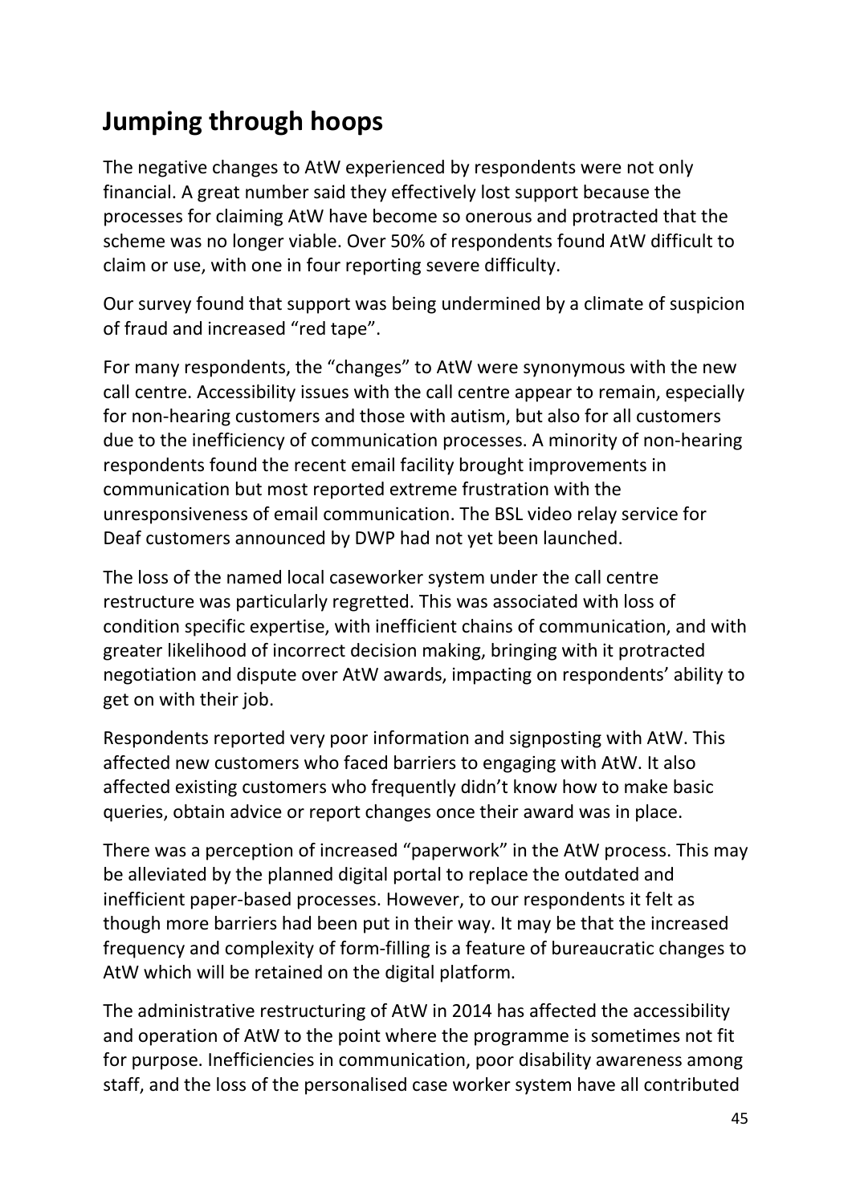## Jumping through hoops

The negative changes to AtW experienced by respondents were not only financial. A great number said they effectively lost support because the processes for claiming AtW have become so onerous and protracted that the scheme was no longer viable. Over 50% of respondents found AtW difficult to claim or use, with one in four reporting severe difficulty.

Our survey found that support was being undermined by a climate of suspicion of fraud and increased "red tape".

For many respondents, the "changes" to AtW were synonymous with the new call centre. Accessibility issues with the call centre appear to remain, especially for non-hearing customers and those with autism, but also for all customers due to the inefficiency of communication processes. A minority of non-hearing respondents found the recent email facility brought improvements in communication but most reported extreme frustration with the unresponsiveness of email communication. The BSL video relay service for Deaf customers announced by DWP had not yet been launched.

The loss of the named local caseworker system under the call centre restructure was particularly regretted. This was associated with loss of condition specific expertise, with inefficient chains of communication, and with greater likelihood of incorrect decision making, bringing with it protracted negotiation and dispute over AtW awards, impacting on respondents' ability to get on with their job.

Respondents reported very poor information and signposting with AtW. This affected new customers who faced barriers to engaging with AtW. It also affected existing customers who frequently didn't know how to make basic queries, obtain advice or report changes once their award was in place.

There was a perception of increased "paperwork" in the AtW process. This may be alleviated by the planned digital portal to replace the outdated and inefficient paper-based processes. However, to our respondents it felt as though more barriers had been put in their way. It may be that the increased frequency and complexity of form-filling is a feature of bureaucratic changes to AtW which will be retained on the digital platform.

The administrative restructuring of AtW in 2014 has affected the accessibility and operation of AtW to the point where the programme is sometimes not fit for purpose. Inefficiencies in communication, poor disability awareness among staff, and the loss of the personalised case worker system have all contributed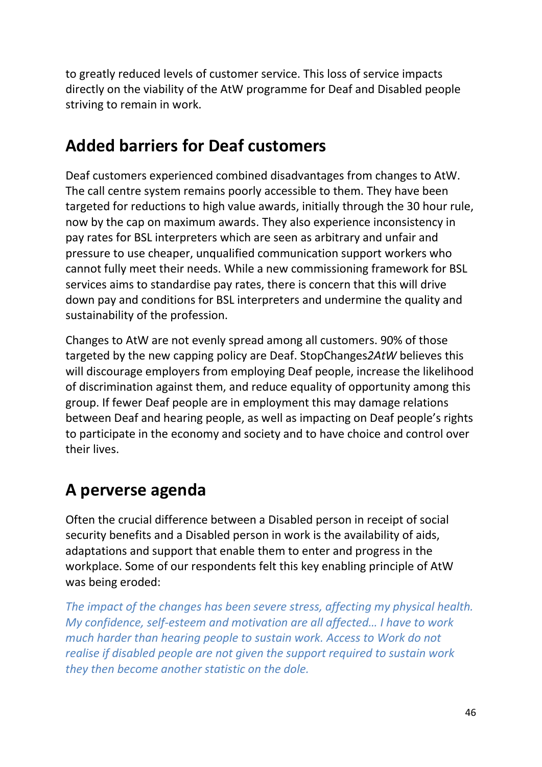to greatly reduced levels of customer service. This loss of service impacts directly on the viability of the AtW programme for Deaf and Disabled people striving to remain in work.

## Added barriers for Deaf customers

Deaf customers experienced combined disadvantages from changes to AtW. The call centre system remains poorly accessible to them. They have been targeted for reductions to high value awards, initially through the 30 hour rule, now by the cap on maximum awards. They also experience inconsistency in pay rates for BSL interpreters which are seen as arbitrary and unfair and pressure to use cheaper, unqualified communication support workers who cannot fully meet their needs. While a new commissioning framework for BSL services aims to standardise pay rates, there is concern that this will drive down pay and conditions for BSL interpreters and undermine the quality and sustainability of the profession.

Changes to AtW are not evenly spread among all customers. 90% of those targeted by the new capping policy are Deaf. StopChanges*2AtW* believes this will discourage employers from employing Deaf people, increase the likelihood of discrimination against them, and reduce equality of opportunity among this group. If fewer Deaf people are in employment this may damage relations between Deaf and hearing people, as well as impacting on Deaf people's rights to participate in the economy and society and to have choice and control over their lives.

## A perverse agenda

Often the crucial difference between a Disabled person in receipt of social security benefits and a Disabled person in work is the availability of aids, adaptations and support that enable them to enter and progress in the workplace. Some of our respondents felt this key enabling principle of AtW was being eroded:

*The impact of the changes has been severe stress, affecting my physical health. My confidence, self-esteem and motivation are all affected… I have to work much harder than hearing people to sustain work. Access to Work do not realise if disabled people are not given the support required to sustain work they then become another statistic on the dole.*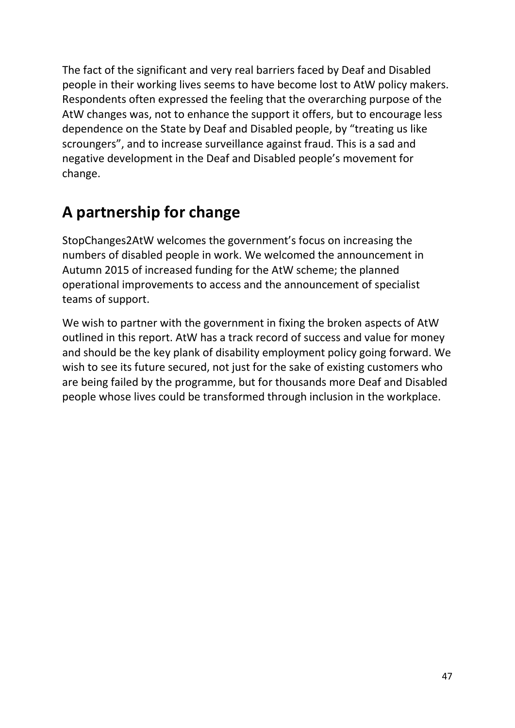The fact of the significant and very real barriers faced by Deaf and Disabled people in their working lives seems to have become lost to AtW policy makers. Respondents often expressed the feeling that the overarching purpose of the AtW changes was, not to enhance the support it offers, but to encourage less dependence on the State by Deaf and Disabled people, by "treating us like scroungers", and to increase surveillance against fraud. This is a sad and negative development in the Deaf and Disabled people's movement for change.

## A partnership for change

StopChanges2AtW welcomes the government's focus on increasing the numbers of disabled people in work. We welcomed the announcement in Autumn 2015 of increased funding for the AtW scheme; the planned operational improvements to access and the announcement of specialist teams of support.

We wish to partner with the government in fixing the broken aspects of AtW outlined in this report. AtW has a track record of success and value for money and should be the key plank of disability employment policy going forward. We wish to see its future secured, not just for the sake of existing customers who are being failed by the programme, but for thousands more Deaf and Disabled people whose lives could be transformed through inclusion in the workplace.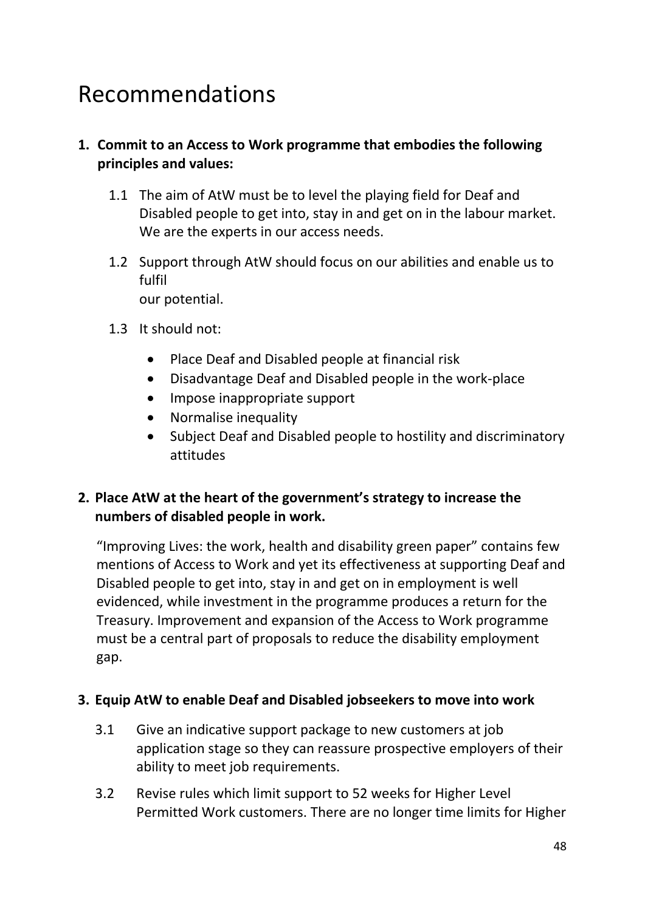# Recommendations

1. **Commit to an Access to Work programme that embodies the following principles and values:**

   1.1 The aim of AtW must be to level the playing field for Deaf and Disabled people to get into, stay in and get on in the labour market. We are the experts in our access needs.

   1.2 Support through AtW should focus on our abilities and enable us to fulfil our potential.

   1.3 It should not:

   - Place Deaf and Disabled people at financial risk
   - Disadvantage Deaf and Disabled people in the work-place
   - Impose inappropriate support
   - Normalise inequality
   - Subject Deaf and Disabled people to hostility and discriminatory attitudes

2. **Place AtW at the heart of the government's strategy to increase the numbers of disabled people in work.**

   "Improving Lives: the work, health and disability green paper" contains few mentions of Access to Work and yet its effectiveness at supporting Deaf and Disabled people to get into, stay in and get on in employment is well evidenced, while investment in the programme produces a return for the Treasury. Improvement and expansion of the Access to Work programme must be a central part of proposals to reduce the disability employment gap.

3. **Equip AtW to enable Deaf and Disabled jobseekers to move into work**

   3.1 Give an indicative support package to new customers at job application stage so they can reassure prospective employers of their ability to meet job requirements.

   3.2 Revise rules which limit support to 52 weeks for Higher Level Permitted Work customers. There are no longer time limits for Higher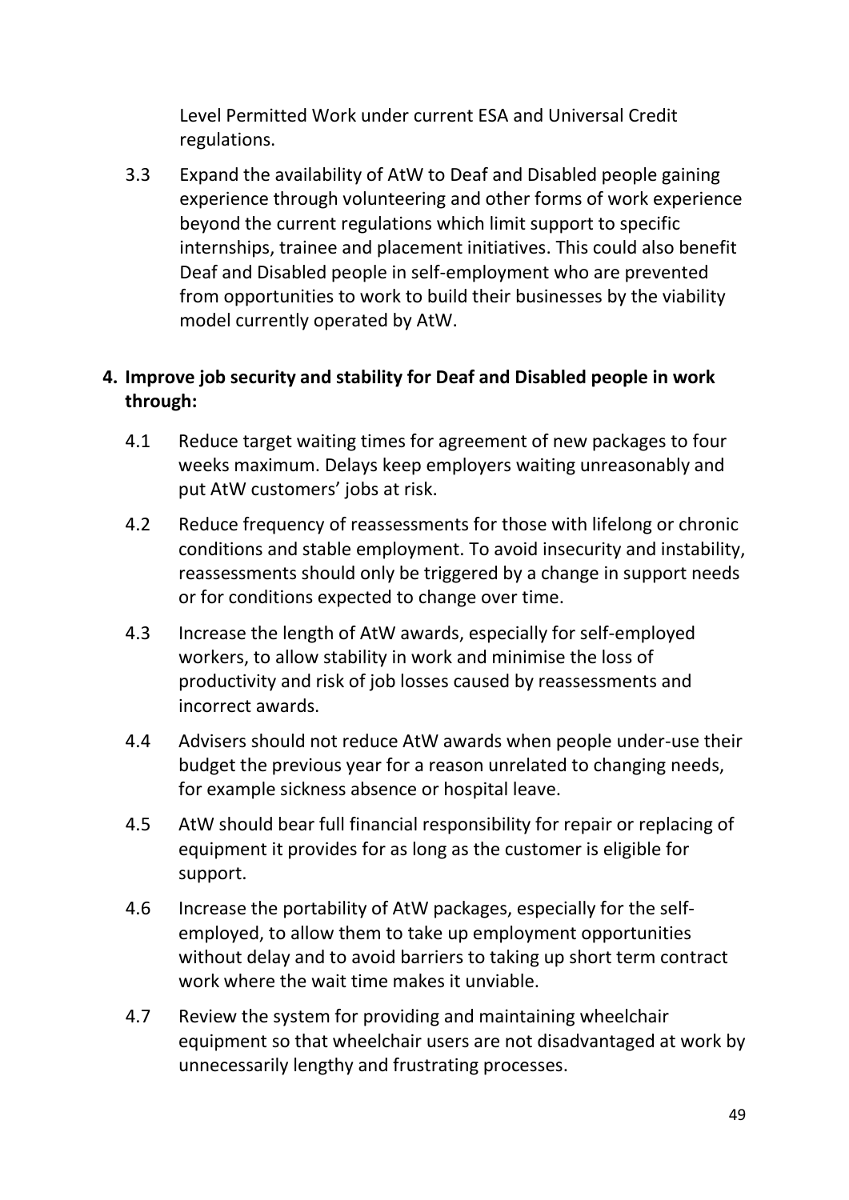Level Permitted Work under current ESA and Universal Credit regulations.

3.3 Expand the availability of AtW to Deaf and Disabled people gaining experience through volunteering and other forms of work experience beyond the current regulations which limit support to specific internships, trainee and placement initiatives. This could also benefit Deaf and Disabled people in self-employment who are prevented from opportunities to work to build their businesses by the viability model currently operated by AtW.

**4. Improve job security and stability for Deaf and Disabled people in work through:**

4.1 Reduce target waiting times for agreement of new packages to four weeks maximum. Delays keep employers waiting unreasonably and put AtW customers' jobs at risk.

4.2 Reduce frequency of reassessments for those with lifelong or chronic conditions and stable employment. To avoid insecurity and instability, reassessments should only be triggered by a change in support needs or for conditions expected to change over time.

4.3 Increase the length of AtW awards, especially for self-employed workers, to allow stability in work and minimise the loss of productivity and risk of job losses caused by reassessments and incorrect awards.

4.4 Advisers should not reduce AtW awards when people under-use their budget the previous year for a reason unrelated to changing needs, for example sickness absence or hospital leave.

4.5 AtW should bear full financial responsibility for repair or replacing of equipment it provides for as long as the customer is eligible for support.

4.6 Increase the portability of AtW packages, especially for the self-employed, to allow them to take up employment opportunities without delay and to avoid barriers to taking up short term contract work where the wait time makes it unviable.

4.7 Review the system for providing and maintaining wheelchair equipment so that wheelchair users are not disadvantaged at work by unnecessarily lengthy and frustrating processes.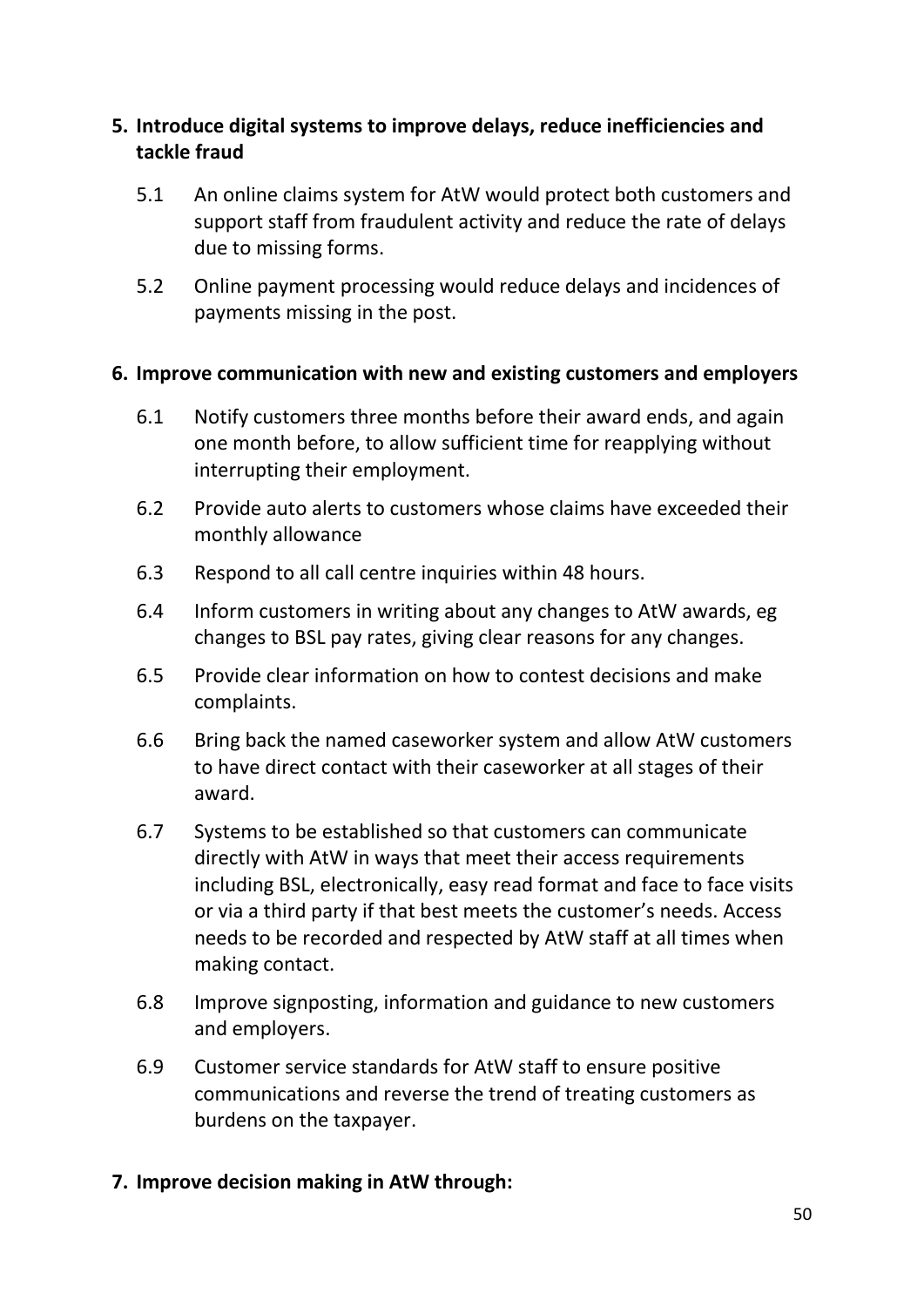5. **Introduce digital systems to improve delays, reduce inefficiencies and tackle fraud**

   5.1 An online claims system for AtW would protect both customers and support staff from fraudulent activity and reduce the rate of delays due to missing forms.

   5.2 Online payment processing would reduce delays and incidences of payments missing in the post.

6. **Improve communication with new and existing customers and employers**

   6.1 Notify customers three months before their award ends, and again one month before, to allow sufficient time for reapplying without interrupting their employment.

   6.2 Provide auto alerts to customers whose claims have exceeded their monthly allowance

   6.3 Respond to all call centre inquiries within 48 hours.

   6.4 Inform customers in writing about any changes to AtW awards, eg changes to BSL pay rates, giving clear reasons for any changes.

   6.5 Provide clear information on how to contest decisions and make complaints.

   6.6 Bring back the named caseworker system and allow AtW customers to have direct contact with their caseworker at all stages of their award.

   6.7 Systems to be established so that customers can communicate directly with AtW in ways that meet their access requirements including BSL, electronically, easy read format and face to face visits or via a third party if that best meets the customer's needs. Access needs to be recorded and respected by AtW staff at all times when making contact.

   6.8 Improve signposting, information and guidance to new customers and employers.

   6.9 Customer service standards for AtW staff to ensure positive communications and reverse the trend of treating customers as burdens on the taxpayer.

7. **Improve decision making in AtW through:**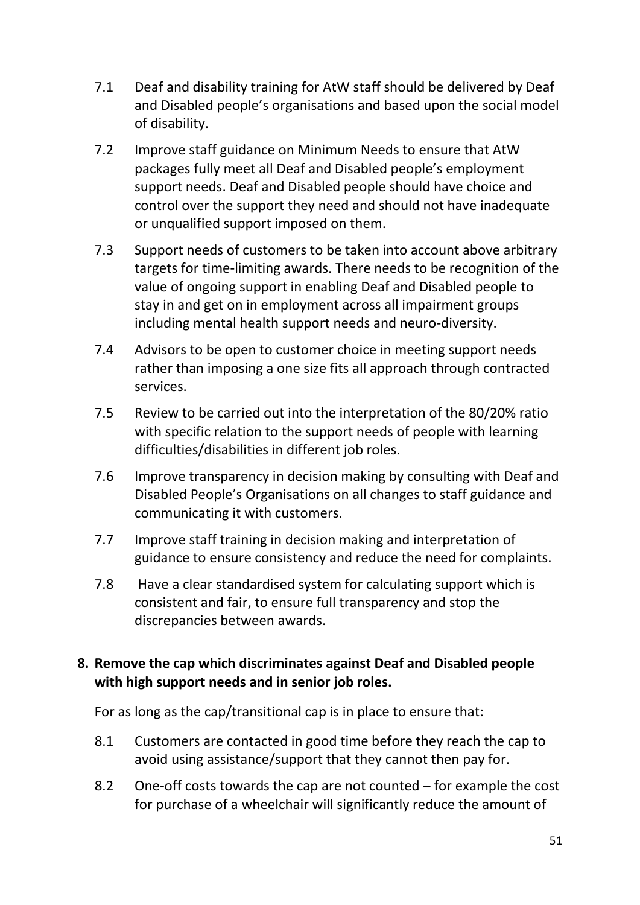7.1 Deaf and disability training for AtW staff should be delivered by Deaf and Disabled people's organisations and based upon the social model of disability.

7.2 Improve staff guidance on Minimum Needs to ensure that AtW packages fully meet all Deaf and Disabled people's employment support needs. Deaf and Disabled people should have choice and control over the support they need and should not have inadequate or unqualified support imposed on them.

7.3 Support needs of customers to be taken into account above arbitrary targets for time-limiting awards. There needs to be recognition of the value of ongoing support in enabling Deaf and Disabled people to stay in and get on in employment across all impairment groups including mental health support needs and neuro-diversity.

7.4 Advisors to be open to customer choice in meeting support needs rather than imposing a one size fits all approach through contracted services.

7.5 Review to be carried out into the interpretation of the 80/20% ratio with specific relation to the support needs of people with learning difficulties/disabilities in different job roles.

7.6 Improve transparency in decision making by consulting with Deaf and Disabled People's Organisations on all changes to staff guidance and communicating it with customers.

7.7 Improve staff training in decision making and interpretation of guidance to ensure consistency and reduce the need for complaints.

7.8 Have a clear standardised system for calculating support which is consistent and fair, to ensure full transparency and stop the discrepancies between awards.

**8. Remove the cap which discriminates against Deaf and Disabled people with high support needs and in senior job roles.**

For as long as the cap/transitional cap is in place to ensure that:

8.1 Customers are contacted in good time before they reach the cap to avoid using assistance/support that they cannot then pay for.

8.2 One-off costs towards the cap are not counted – for example the cost for purchase of a wheelchair will significantly reduce the amount of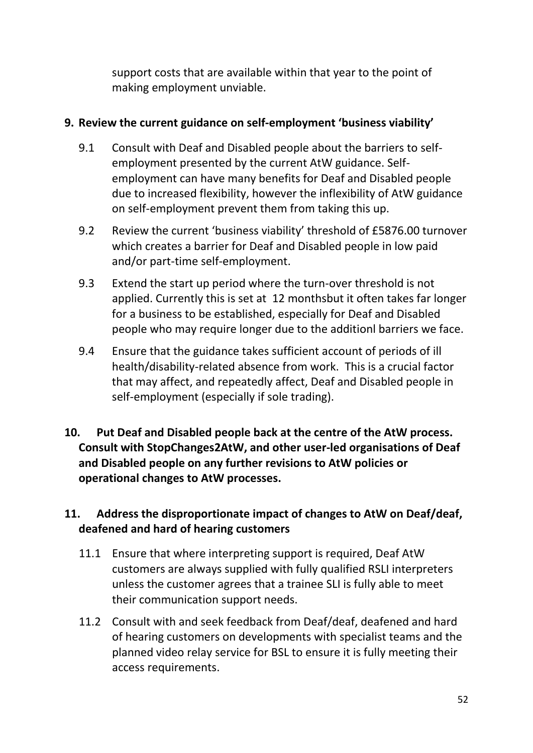support costs that are available within that year to the point of making employment unviable.

**9. Review the current guidance on self-employment 'business viability'**

9.1 Consult with Deaf and Disabled people about the barriers to self-employment presented by the current AtW guidance. Self-employment can have many benefits for Deaf and Disabled people due to increased flexibility, however the inflexibility of AtW guidance on self-employment prevent them from taking this up.

9.2 Review the current 'business viability' threshold of £5876.00 turnover which creates a barrier for Deaf and Disabled people in low paid and/or part-time self-employment.

9.3 Extend the start up period where the turn-over threshold is not applied. Currently this is set at 12 monthsbut it often takes far longer for a business to be established, especially for Deaf and Disabled people who may require longer due to the additionl barriers we face.

9.4 Ensure that the guidance takes sufficient account of periods of ill health/disability-related absence from work. This is a crucial factor that may affect, and repeatedly affect, Deaf and Disabled people in self-employment (especially if sole trading).

**10. Put Deaf and Disabled people back at the centre of the AtW process. Consult with StopChanges2AtW, and other user-led organisations of Deaf and Disabled people on any further revisions to AtW policies or operational changes to AtW processes.**

**11. Address the disproportionate impact of changes to AtW on Deaf/deaf, deafened and hard of hearing customers**

11.1 Ensure that where interpreting support is required, Deaf AtW customers are always supplied with fully qualified RSLI interpreters unless the customer agrees that a trainee SLI is fully able to meet their communication support needs.

11.2 Consult with and seek feedback from Deaf/deaf, deafened and hard of hearing customers on developments with specialist teams and the planned video relay service for BSL to ensure it is fully meeting their access requirements.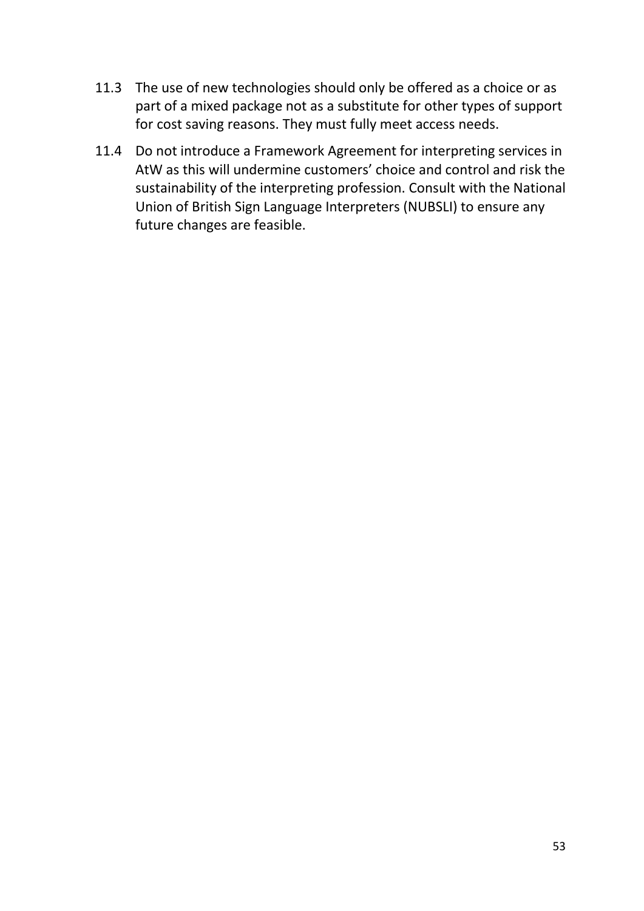11.3 The use of new technologies should only be offered as a choice or as part of a mixed package not as a substitute for other types of support for cost saving reasons. They must fully meet access needs.

11.4 Do not introduce a Framework Agreement for interpreting services in AtW as this will undermine customers' choice and control and risk the sustainability of the interpreting profession. Consult with the National Union of British Sign Language Interpreters (NUBSLI) to ensure any future changes are feasible.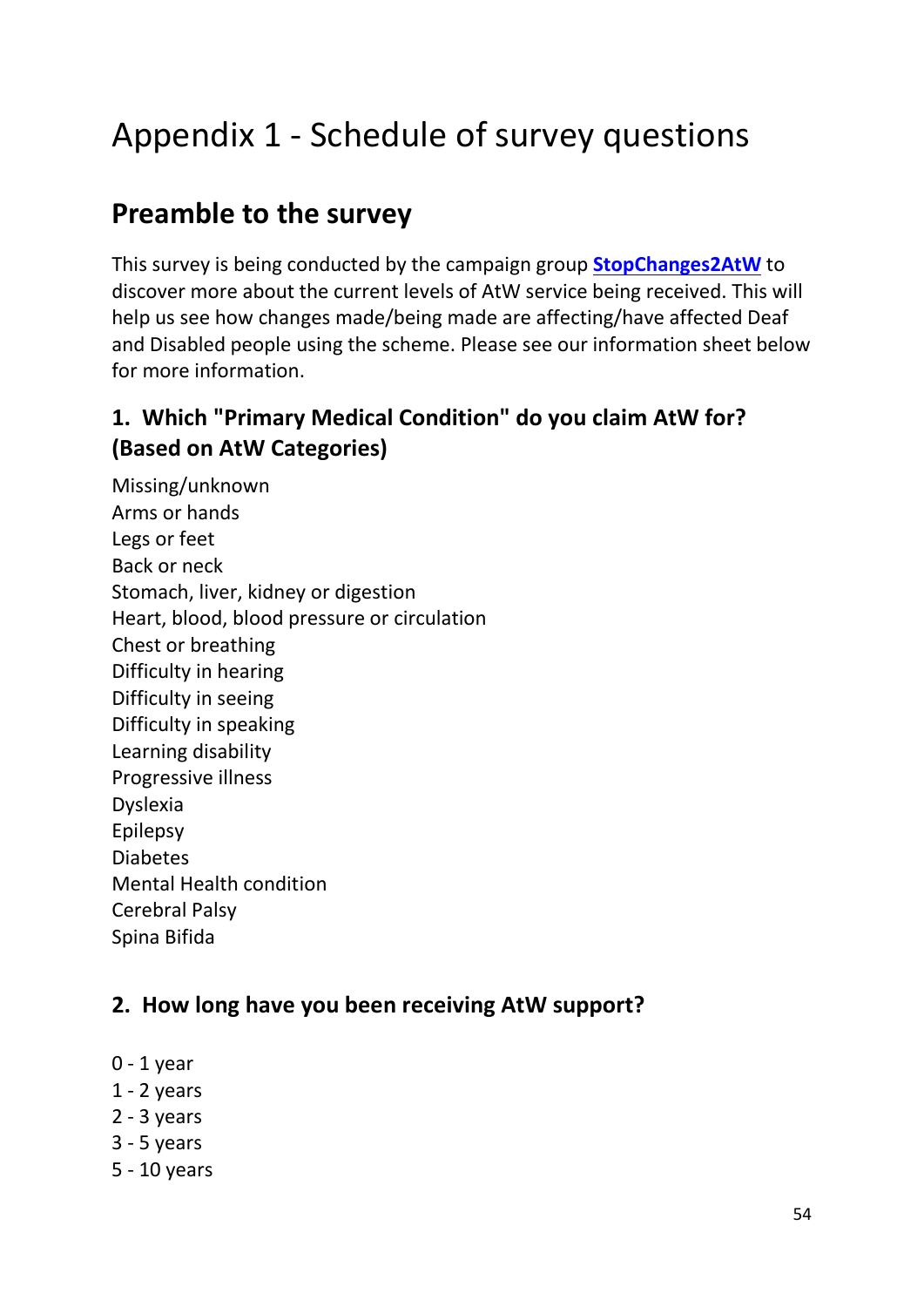# Appendix 1 - Schedule of survey questions

## Preamble to the survey

This survey is being conducted by the campaign group **StopChanges2AtW** to discover more about the current levels of AtW service being received. This will help us see how changes made/being made are affecting/have affected Deaf and Disabled people using the scheme. Please see our information sheet below for more information.

### 1. Which "Primary Medical Condition" do you claim AtW for? (Based on AtW Categories)

Missing/unknown
Arms or hands
Legs or feet
Back or neck
Stomach, liver, kidney or digestion
Heart, blood, blood pressure or circulation
Chest or breathing
Difficulty in hearing
Difficulty in seeing
Difficulty in speaking
Learning disability
Progressive illness
Dyslexia
Epilepsy
Diabetes
Mental Health condition
Cerebral Palsy
Spina Bifida

### 2. How long have you been receiving AtW support?

0 - 1 year
1 - 2 years
2 - 3 years
3 - 5 years
5 - 10 years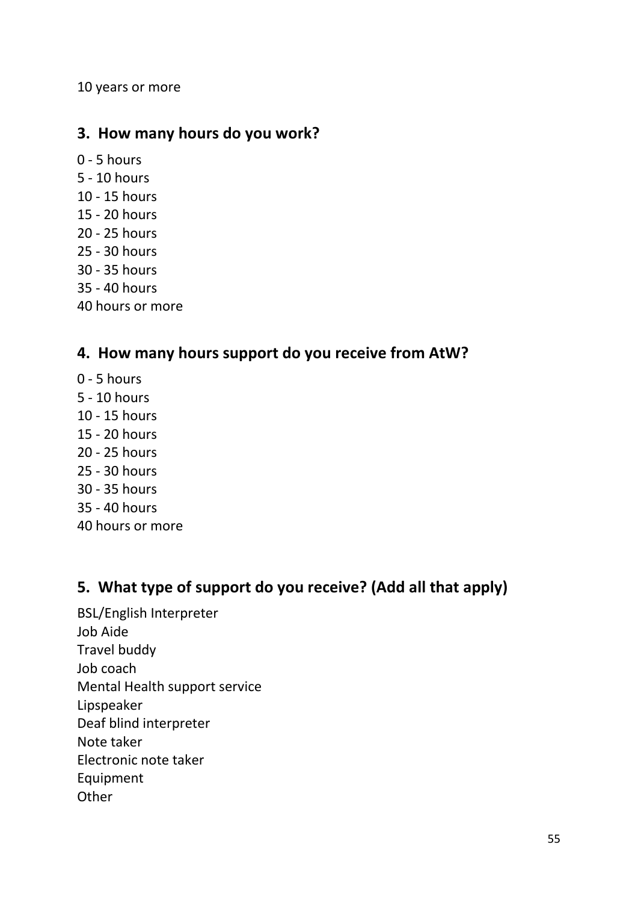10 years or more

### 3. How many hours do you work?

0 - 5 hours
5 - 10 hours
10 - 15 hours
15 - 20 hours
20 - 25 hours
25 - 30 hours
30 - 35 hours
35 - 40 hours
40 hours or more

### 4. How many hours support do you receive from AtW?

0 - 5 hours
5 - 10 hours
10 - 15 hours
15 - 20 hours
20 - 25 hours
25 - 30 hours
30 - 35 hours
35 - 40 hours
40 hours or more

### 5. What type of support do you receive? (Add all that apply)

BSL/English Interpreter
Job Aide
Travel buddy
Job coach
Mental Health support service
Lipspeaker
Deaf blind interpreter
Note taker
Electronic note taker
Equipment
Other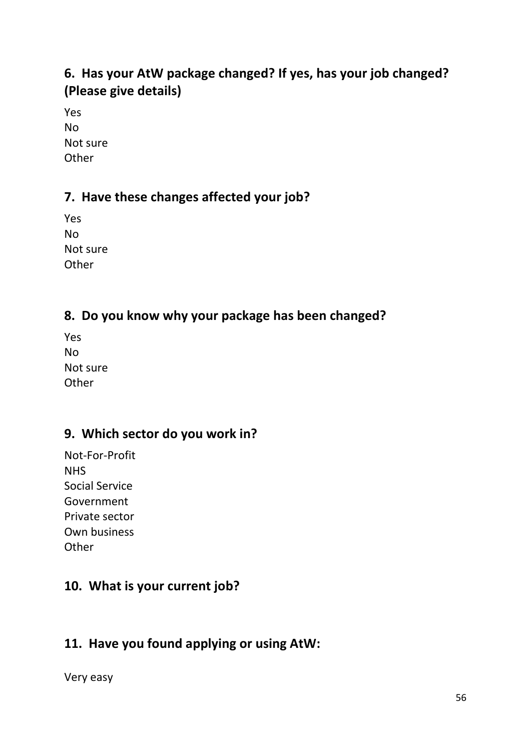## 6. Has your AtW package changed? If yes, has your job changed? (Please give details)

Yes
No
Not sure
Other

## 7. Have these changes affected your job?

Yes
No
Not sure
Other

## 8. Do you know why your package has been changed?

Yes
No
Not sure
Other

## 9. Which sector do you work in?

Not-For-Profit
NHS
Social Service
Government
Private sector
Own business
Other

## 10. What is your current job?

## 11. Have you found applying or using AtW:

Very easy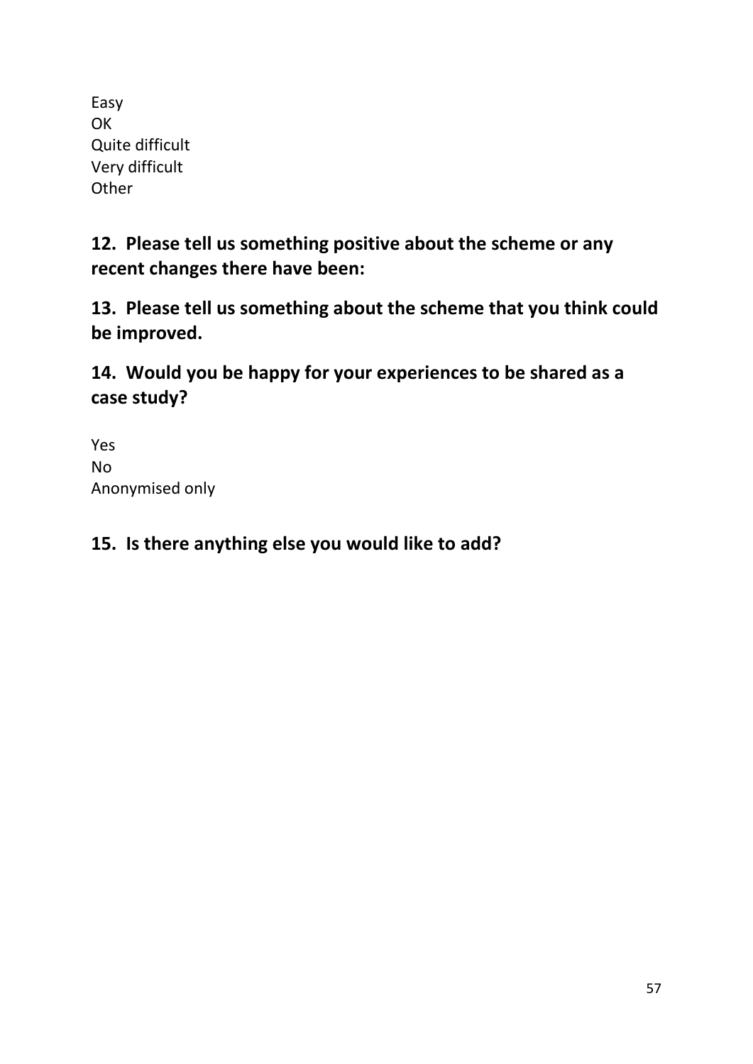Easy
OK
Quite difficult
Very difficult
Other

**12. Please tell us something positive about the scheme or any recent changes there have been:**

**13. Please tell us something about the scheme that you think could be improved.**

**14. Would you be happy for your experiences to be shared as a case study?**

Yes
No
Anonymised only

**15. Is there anything else you would like to add?**